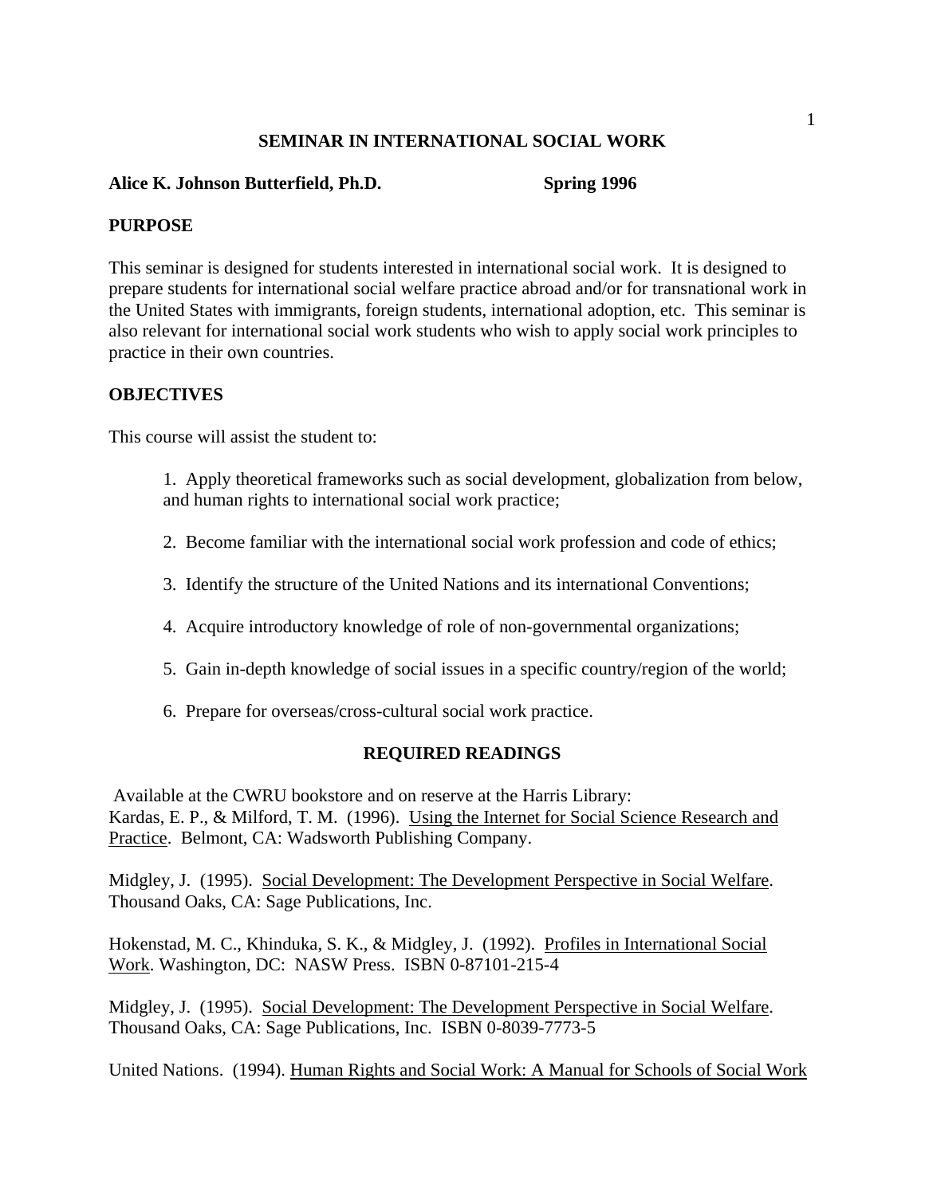# SEMINAR IN INTERNATIONAL SOCIAL WORK

**Alice K. Johnson Butterfield, Ph.D.** **Spring 1996**

## PURPOSE

This seminar is designed for students interested in international social work. It is designed to prepare students for international social welfare practice abroad and/or for transnational work in the United States with immigrants, foreign students, international adoption, etc. This seminar is also relevant for international social work students who wish to apply social work principles to practice in their own countries.

## OBJECTIVES

This course will assist the student to:

1. Apply theoretical frameworks such as social development, globalization from below, and human rights to international social work practice;
2. Become familiar with the international social work profession and code of ethics;
3. Identify the structure of the United Nations and its international Conventions;
4. Acquire introductory knowledge of role of non-governmental organizations;
5. Gain in-depth knowledge of social issues in a specific country/region of the world;
6. Prepare for overseas/cross-cultural social work practice.

## REQUIRED READINGS

Available at the CWRU bookstore and on reserve at the Harris Library:
Kardas, E. P., & Milford, T. M. (1996). Using the Internet for Social Science Research and Practice. Belmont, CA: Wadsworth Publishing Company.

Midgley, J. (1995). Social Development: The Development Perspective in Social Welfare. Thousand Oaks, CA: Sage Publications, Inc.

Hokenstad, M. C., Khinduka, S. K., & Midgley, J. (1992). Profiles in International Social Work. Washington, DC: NASW Press. ISBN 0-87101-215-4

Midgley, J. (1995). Social Development: The Development Perspective in Social Welfare. Thousand Oaks, CA: Sage Publications, Inc. ISBN 0-8039-7773-5

United Nations. (1994). Human Rights and Social Work: A Manual for Schools of Social Work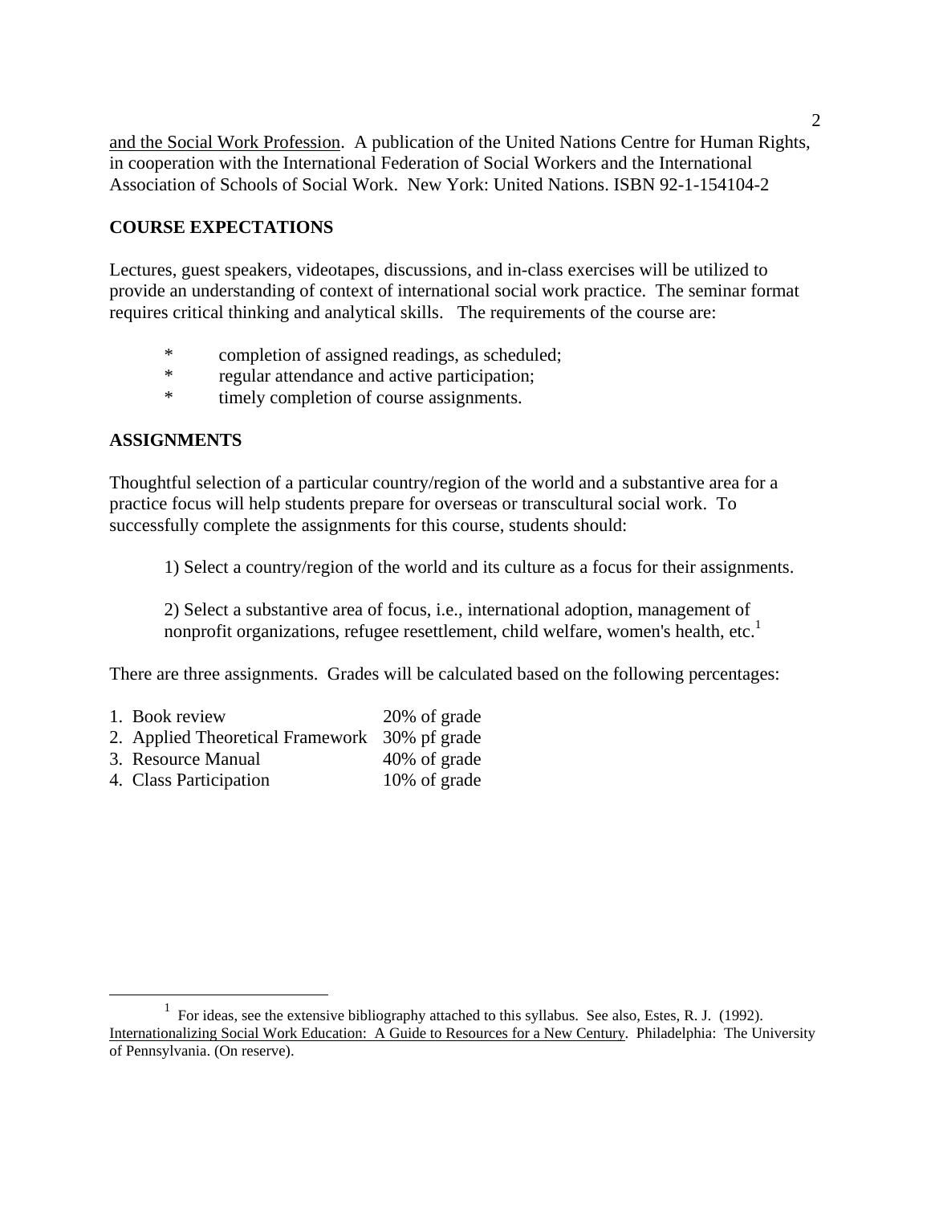and the Social Work Profession. A publication of the United Nations Centre for Human Rights, in cooperation with the International Federation of Social Workers and the International Association of Schools of Social Work. New York: United Nations. ISBN 92-1-154104-2

## COURSE EXPECTATIONS

Lectures, guest speakers, videotapes, discussions, and in-class exercises will be utilized to provide an understanding of context of international social work practice. The seminar format requires critical thinking and analytical skills. The requirements of the course are:

* completion of assigned readings, as scheduled;
* regular attendance and active participation;
* timely completion of course assignments.

## ASSIGNMENTS

Thoughtful selection of a particular country/region of the world and a substantive area for a practice focus will help students prepare for overseas or transcultural social work. To successfully complete the assignments for this course, students should:

1) Select a country/region of the world and its culture as a focus for their assignments.

2) Select a substantive area of focus, i.e., international adoption, management of nonprofit organizations, refugee resettlement, child welfare, women's health, etc.[1]

There are three assignments. Grades will be calculated based on the following percentages:

| | |
|---|---|
| 1. Book review | 20% of grade |
| 2. Applied Theoretical Framework | 30% pf grade |
| 3. Resource Manual | 40% of grade |
| 4. Class Participation | 10% of grade |

---

[1] For ideas, see the extensive bibliography attached to this syllabus. See also, Estes, R. J. (1992). Internationalizing Social Work Education: A Guide to Resources for a New Century. Philadelphia: The University of Pennsylvania. (On reserve).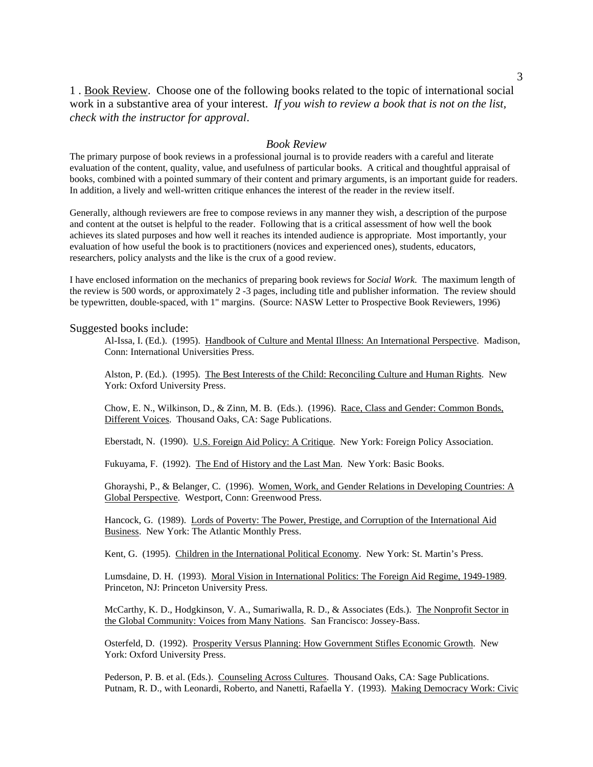1 . Book Review. Choose one of the following books related to the topic of international social work in a substantive area of your interest. *If you wish to review a book that is not on the list, check with the instructor for approval*.

## *Book Review*

The primary purpose of book reviews in a professional journal is to provide readers with a careful and literate evaluation of the content, quality, value, and usefulness of particular books. A critical and thoughtful appraisal of books, combined with a pointed summary of their content and primary arguments, is an important guide for readers. In addition, a lively and well-written critique enhances the interest of the reader in the review itself.

Generally, although reviewers are free to compose reviews in any manner they wish, a description of the purpose and content at the outset is helpful to the reader. Following that is a critical assessment of how well the book achieves its slated purposes and how well it reaches its intended audience is appropriate. Most importantly, your evaluation of how useful the book is to practitioners (novices and experienced ones), students, educators, researchers, policy analysts and the like is the crux of a good review.

I have enclosed information on the mechanics of preparing book reviews for *Social Work*. The maximum length of the review is 500 words, or approximately 2 -3 pages, including title and publisher information. The review should be typewritten, double-spaced, with 1" margins. (Source: NASW Letter to Prospective Book Reviewers, 1996)

Suggested books include:

Al-Issa, I. (Ed.). (1995). Handbook of Culture and Mental Illness: An International Perspective. Madison, Conn: International Universities Press.

Alston, P. (Ed.). (1995). The Best Interests of the Child: Reconciling Culture and Human Rights. New York: Oxford University Press.

Chow, E. N., Wilkinson, D., & Zinn, M. B. (Eds.). (1996). Race, Class and Gender: Common Bonds, Different Voices. Thousand Oaks, CA: Sage Publications.

Eberstadt, N. (1990). U.S. Foreign Aid Policy: A Critique. New York: Foreign Policy Association.

Fukuyama, F. (1992). The End of History and the Last Man. New York: Basic Books.

Ghorayshi, P., & Belanger, C. (1996). Women, Work, and Gender Relations in Developing Countries: A Global Perspective. Westport, Conn: Greenwood Press.

Hancock, G. (1989). Lords of Poverty: The Power, Prestige, and Corruption of the International Aid Business. New York: The Atlantic Monthly Press.

Kent, G. (1995). Children in the International Political Economy. New York: St. Martin's Press.

Lumsdaine, D. H. (1993). Moral Vision in International Politics: The Foreign Aid Regime, 1949-1989. Princeton, NJ: Princeton University Press.

McCarthy, K. D., Hodgkinson, V. A., Sumariwalla, R. D., & Associates (Eds.). The Nonprofit Sector in the Global Community: Voices from Many Nations. San Francisco: Jossey-Bass.

Osterfeld, D. (1992). Prosperity Versus Planning: How Government Stifles Economic Growth. New York: Oxford University Press.

Pederson, P. B. et al. (Eds.). Counseling Across Cultures. Thousand Oaks, CA: Sage Publications.

Putnam, R. D., with Leonardi, Roberto, and Nanetti, Rafaella Y. (1993). Making Democracy Work: Civic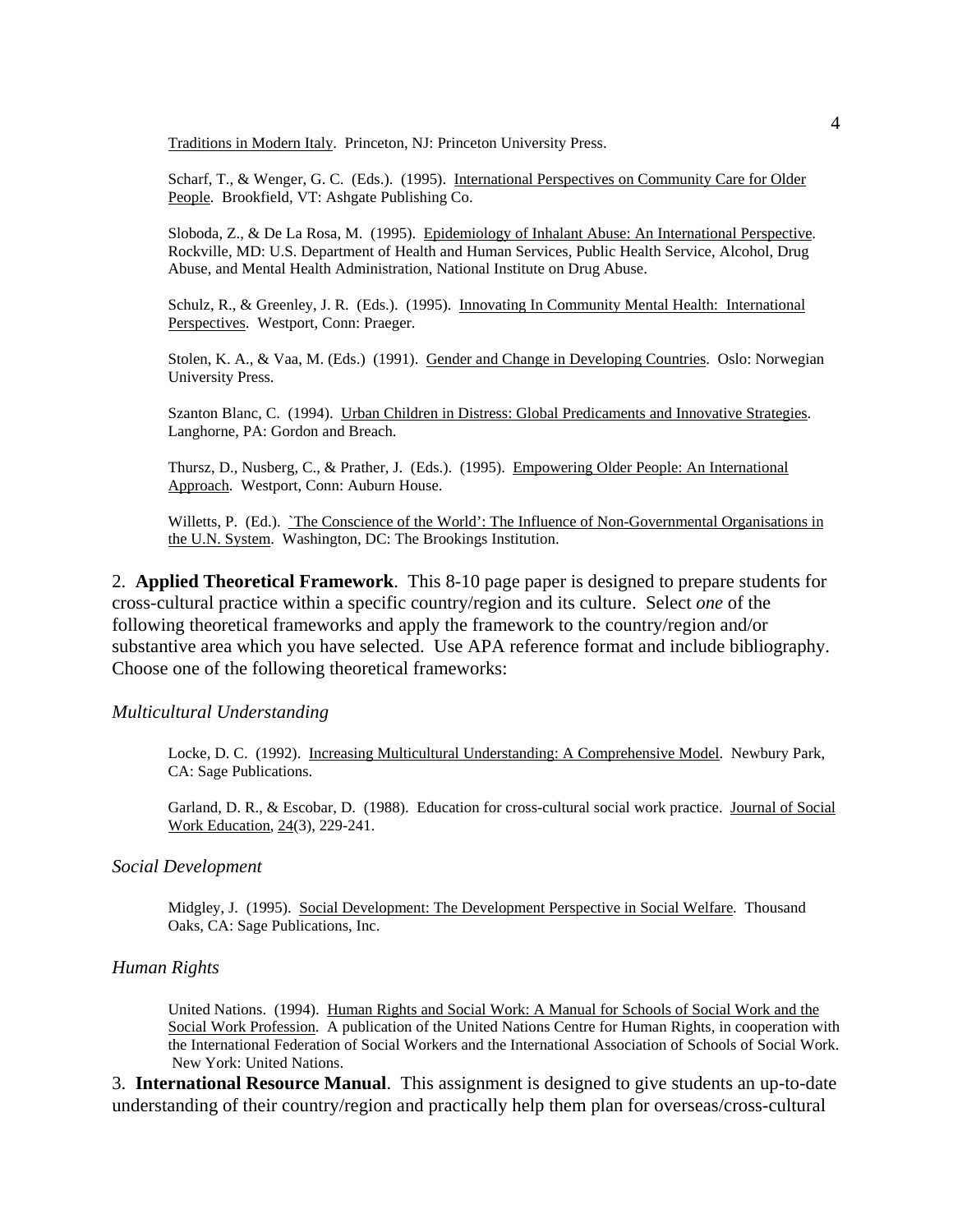Traditions in Modern Italy. Princeton, NJ: Princeton University Press.

Scharf, T., & Wenger, G. C. (Eds.). (1995). International Perspectives on Community Care for Older People. Brookfield, VT: Ashgate Publishing Co.

Sloboda, Z., & De La Rosa, M. (1995). Epidemiology of Inhalant Abuse: An International Perspective. Rockville, MD: U.S. Department of Health and Human Services, Public Health Service, Alcohol, Drug Abuse, and Mental Health Administration, National Institute on Drug Abuse.

Schulz, R., & Greenley, J. R. (Eds.). (1995). Innovating In Community Mental Health: International Perspectives. Westport, Conn: Praeger.

Stolen, K. A., & Vaa, M. (Eds.) (1991). Gender and Change in Developing Countries. Oslo: Norwegian University Press.

Szanton Blanc, C. (1994). Urban Children in Distress: Global Predicaments and Innovative Strategies. Langhorne, PA: Gordon and Breach.

Thursz, D., Nusberg, C., & Prather, J. (Eds.). (1995). Empowering Older People: An International Approach. Westport, Conn: Auburn House.

Willetts, P. (Ed.). `The Conscience of the World': The Influence of Non-Governmental Organisations in the U.N. System. Washington, DC: The Brookings Institution.

2. **Applied Theoretical Framework**. This 8-10 page paper is designed to prepare students for cross-cultural practice within a specific country/region and its culture. Select *one* of the following theoretical frameworks and apply the framework to the country/region and/or substantive area which you have selected. Use APA reference format and include bibliography. Choose one of the following theoretical frameworks:

*Multicultural Understanding*

Locke, D. C. (1992). Increasing Multicultural Understanding: A Comprehensive Model. Newbury Park, CA: Sage Publications.

Garland, D. R., & Escobar, D. (1988). Education for cross-cultural social work practice. Journal of Social Work Education, 24(3), 229-241.

*Social Development*

Midgley, J. (1995). Social Development: The Development Perspective in Social Welfare. Thousand Oaks, CA: Sage Publications, Inc.

*Human Rights*

United Nations. (1994). Human Rights and Social Work: A Manual for Schools of Social Work and the Social Work Profession. A publication of the United Nations Centre for Human Rights, in cooperation with the International Federation of Social Workers and the International Association of Schools of Social Work. New York: United Nations.

3. **International Resource Manual**. This assignment is designed to give students an up-to-date understanding of their country/region and practically help them plan for overseas/cross-cultural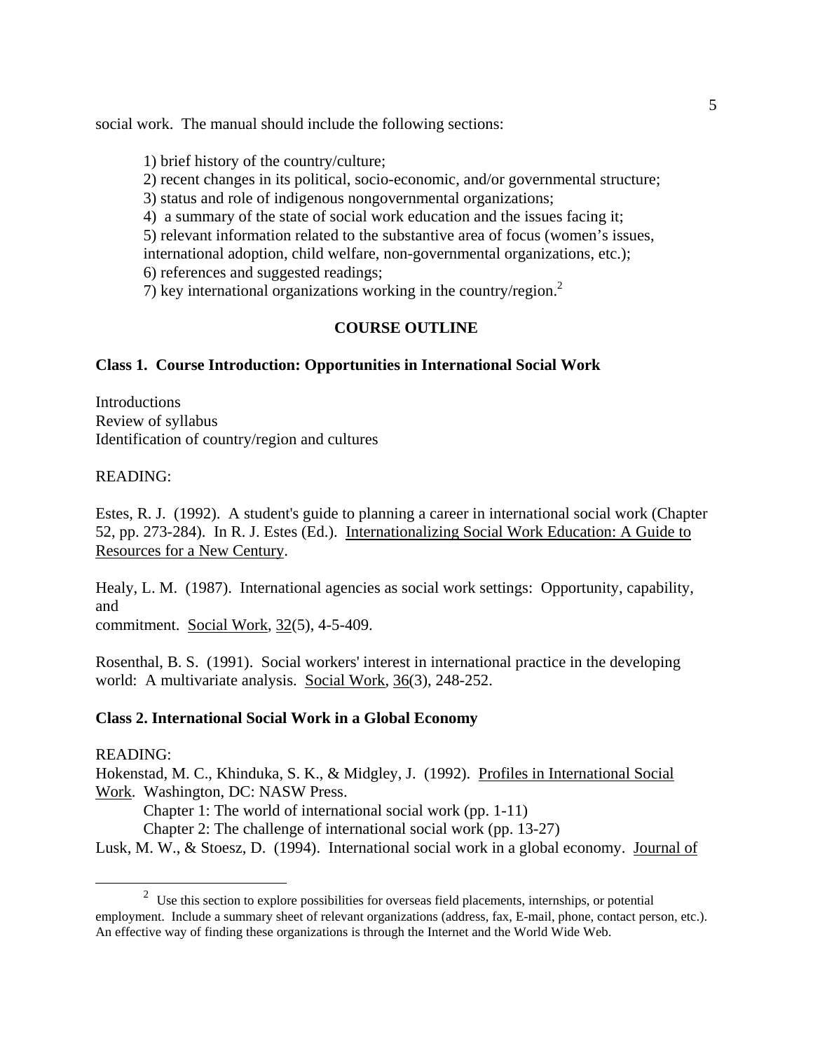social work. The manual should include the following sections:

1) brief history of the country/culture;
2) recent changes in its political, socio-economic, and/or governmental structure;
3) status and role of indigenous nongovernmental organizations;
4) a summary of the state of social work education and the issues facing it;
5) relevant information related to the substantive area of focus (women's issues, international adoption, child welfare, non-governmental organizations, etc.);
6) references and suggested readings;
7) key international organizations working in the country/region.[2]

## COURSE OUTLINE

### Class 1. Course Introduction: Opportunities in International Social Work

Introductions
Review of syllabus
Identification of country/region and cultures

READING:

Estes, R. J. (1992). A student's guide to planning a career in international social work (Chapter 52, pp. 273-284). In R. J. Estes (Ed.). Internationalizing Social Work Education: A Guide to Resources for a New Century.

Healy, L. M. (1987). International agencies as social work settings: Opportunity, capability, and
commitment. Social Work, 32(5), 4-5-409.

Rosenthal, B. S. (1991). Social workers' interest in international practice in the developing world: A multivariate analysis. Social Work, 36(3), 248-252.

### Class 2. International Social Work in a Global Economy

READING:
Hokenstad, M. C., Khinduka, S. K., & Midgley, J. (1992). Profiles in International Social Work. Washington, DC: NASW Press.

Chapter 1: The world of international social work (pp. 1-11)
Chapter 2: The challenge of international social work (pp. 13-27)

Lusk, M. W., & Stoesz, D. (1994). International social work in a global economy. Journal of

---

[2] Use this section to explore possibilities for overseas field placements, internships, or potential employment. Include a summary sheet of relevant organizations (address, fax, E-mail, phone, contact person, etc.). An effective way of finding these organizations is through the Internet and the World Wide Web.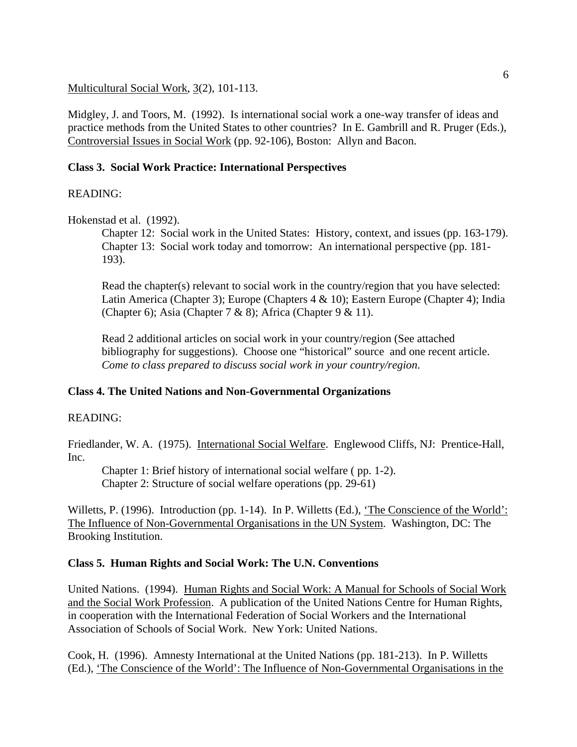Multicultural Social Work, 3(2), 101-113.

Midgley, J. and Toors, M. (1992). Is international social work a one-way transfer of ideas and practice methods from the United States to other countries? In E. Gambrill and R. Pruger (Eds.), Controversial Issues in Social Work (pp. 92-106), Boston: Allyn and Bacon.

**Class 3. Social Work Practice: International Perspectives**

READING:

Hokenstad et al. (1992).

> Chapter 12: Social work in the United States: History, context, and issues (pp. 163-179).
> Chapter 13: Social work today and tomorrow: An international perspective (pp. 181-193).
>
> Read the chapter(s) relevant to social work in the country/region that you have selected: Latin America (Chapter 3); Europe (Chapters 4 & 10); Eastern Europe (Chapter 4); India (Chapter 6); Asia (Chapter 7 & 8); Africa (Chapter 9 & 11).
>
> Read 2 additional articles on social work in your country/region (See attached bibliography for suggestions). Choose one "historical" source and one recent article. *Come to class prepared to discuss social work in your country/region.*

**Class 4. The United Nations and Non-Governmental Organizations**

READING:

Friedlander, W. A. (1975). International Social Welfare. Englewood Cliffs, NJ: Prentice-Hall, Inc.

> Chapter 1: Brief history of international social welfare ( pp. 1-2).
> Chapter 2: Structure of social welfare operations (pp. 29-61)

Willetts, P. (1996). Introduction (pp. 1-14). In P. Willetts (Ed.), 'The Conscience of the World': The Influence of Non-Governmental Organisations in the UN System. Washington, DC: The Brooking Institution.

**Class 5. Human Rights and Social Work: The U.N. Conventions**

United Nations. (1994). Human Rights and Social Work: A Manual for Schools of Social Work and the Social Work Profession. A publication of the United Nations Centre for Human Rights, in cooperation with the International Federation of Social Workers and the International Association of Schools of Social Work. New York: United Nations.

Cook, H. (1996). Amnesty International at the United Nations (pp. 181-213). In P. Willetts (Ed.), 'The Conscience of the World': The Influence of Non-Governmental Organisations in the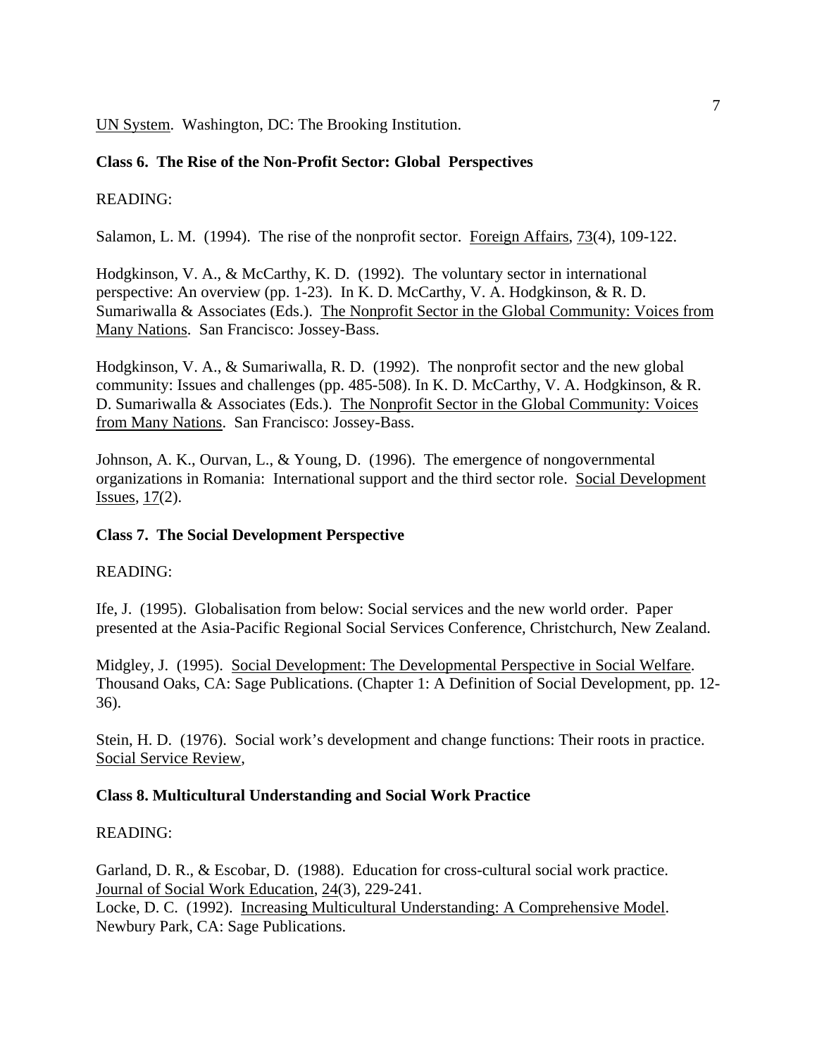UN System. Washington, DC: The Brooking Institution.

**Class 6. The Rise of the Non-Profit Sector: Global Perspectives**

READING:

Salamon, L. M. (1994). The rise of the nonprofit sector. Foreign Affairs, 73(4), 109-122.

Hodgkinson, V. A., & McCarthy, K. D. (1992). The voluntary sector in international perspective: An overview (pp. 1-23). In K. D. McCarthy, V. A. Hodgkinson, & R. D. Sumariwalla & Associates (Eds.). The Nonprofit Sector in the Global Community: Voices from Many Nations. San Francisco: Jossey-Bass.

Hodgkinson, V. A., & Sumariwalla, R. D. (1992). The nonprofit sector and the new global community: Issues and challenges (pp. 485-508). In K. D. McCarthy, V. A. Hodgkinson, & R. D. Sumariwalla & Associates (Eds.). The Nonprofit Sector in the Global Community: Voices from Many Nations. San Francisco: Jossey-Bass.

Johnson, A. K., Ourvan, L., & Young, D. (1996). The emergence of nongovernmental organizations in Romania: International support and the third sector role. Social Development Issues, 17(2).

**Class 7. The Social Development Perspective**

READING:

Ife, J. (1995). Globalisation from below: Social services and the new world order. Paper presented at the Asia-Pacific Regional Social Services Conference, Christchurch, New Zealand.

Midgley, J. (1995). Social Development: The Developmental Perspective in Social Welfare. Thousand Oaks, CA: Sage Publications. (Chapter 1: A Definition of Social Development, pp. 12-36).

Stein, H. D. (1976). Social work's development and change functions: Their roots in practice. Social Service Review,

**Class 8. Multicultural Understanding and Social Work Practice**

READING:

Garland, D. R., & Escobar, D. (1988). Education for cross-cultural social work practice. Journal of Social Work Education, 24(3), 229-241.
Locke, D. C. (1992). Increasing Multicultural Understanding: A Comprehensive Model. Newbury Park, CA: Sage Publications.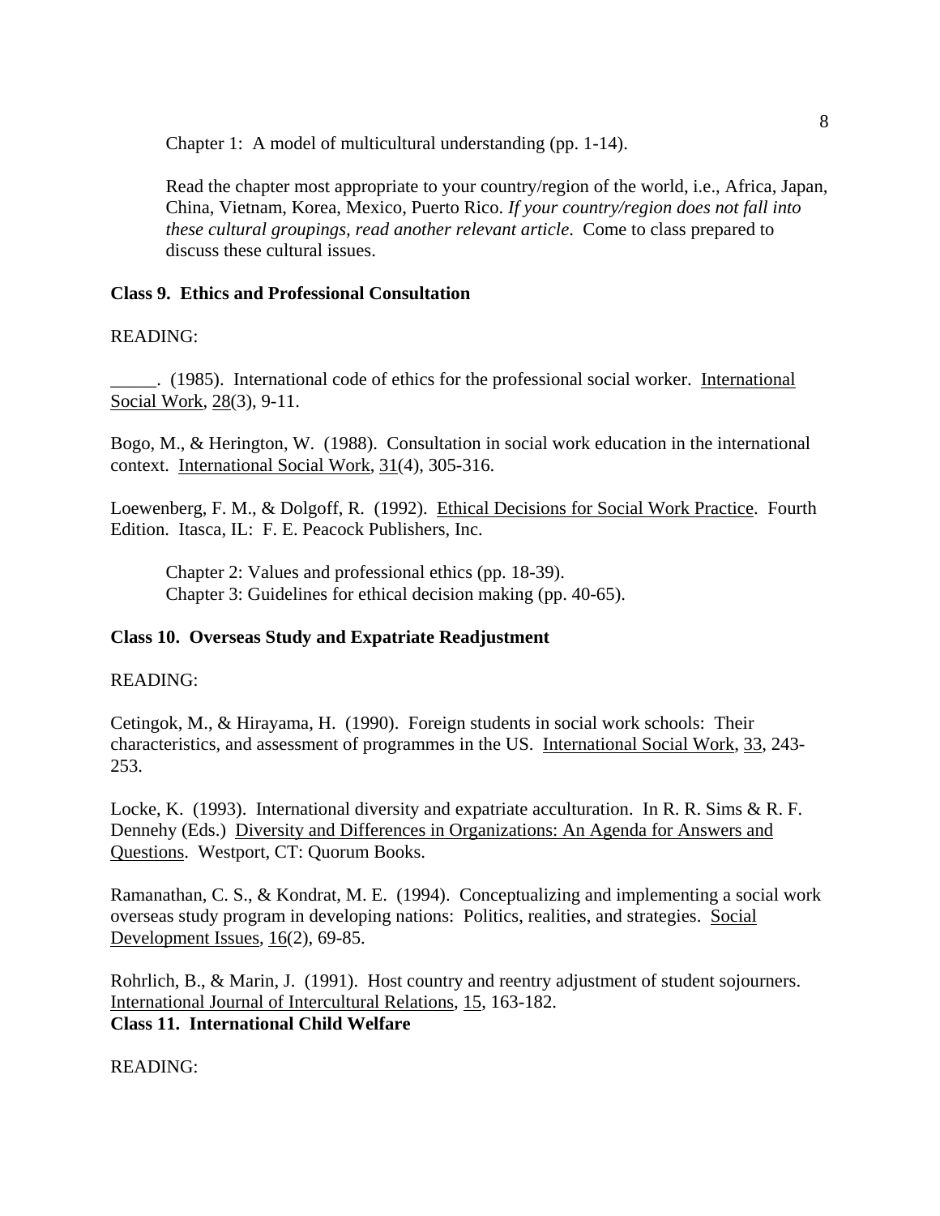Chapter 1: A model of multicultural understanding (pp. 1-14).

Read the chapter most appropriate to your country/region of the world, i.e., Africa, Japan, China, Vietnam, Korea, Mexico, Puerto Rico. *If your country/region does not fall into these cultural groupings, read another relevant article*. Come to class prepared to discuss these cultural issues.

**Class 9. Ethics and Professional Consultation**

READING:

_____. (1985). International code of ethics for the professional social worker. International Social Work, 28(3), 9-11.

Bogo, M., & Herington, W. (1988). Consultation in social work education in the international context. International Social Work, 31(4), 305-316.

Loewenberg, F. M., & Dolgoff, R. (1992). Ethical Decisions for Social Work Practice. Fourth Edition. Itasca, IL: F. E. Peacock Publishers, Inc.

Chapter 2: Values and professional ethics (pp. 18-39).
Chapter 3: Guidelines for ethical decision making (pp. 40-65).

**Class 10. Overseas Study and Expatriate Readjustment**

READING:

Cetingok, M., & Hirayama, H. (1990). Foreign students in social work schools: Their characteristics, and assessment of programmes in the US. International Social Work, 33, 243-253.

Locke, K. (1993). International diversity and expatriate acculturation. In R. R. Sims & R. F. Dennehy (Eds.) Diversity and Differences in Organizations: An Agenda for Answers and Questions. Westport, CT: Quorum Books.

Ramanathan, C. S., & Kondrat, M. E. (1994). Conceptualizing and implementing a social work overseas study program in developing nations: Politics, realities, and strategies. Social Development Issues, 16(2), 69-85.

Rohrlich, B., & Marin, J. (1991). Host country and reentry adjustment of student sojourners. International Journal of Intercultural Relations, 15, 163-182.

**Class 11. International Child Welfare**

READING: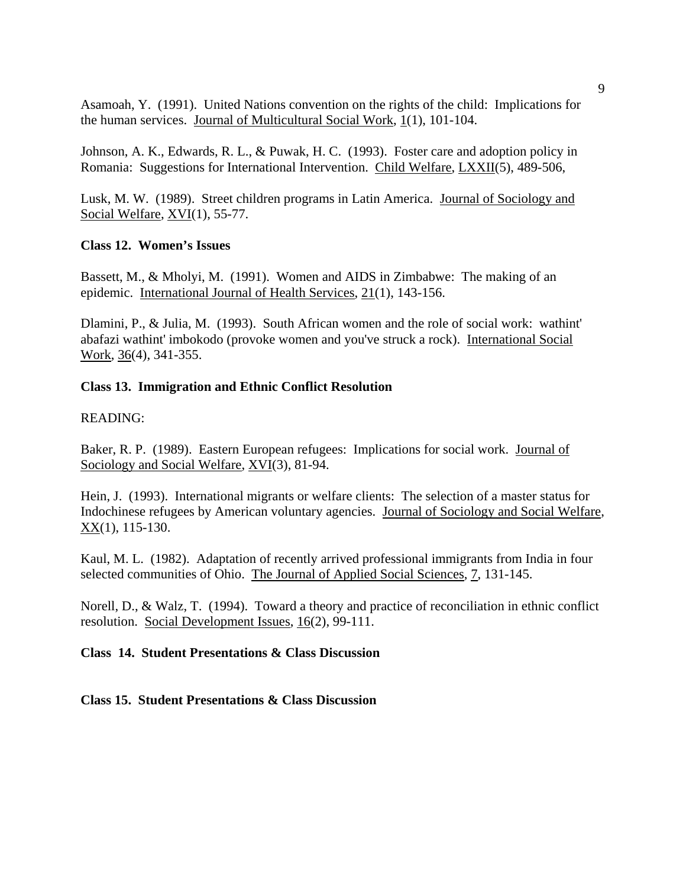Asamoah, Y. (1991). United Nations convention on the rights of the child: Implications for the human services. Journal of Multicultural Social Work, 1(1), 101-104.

Johnson, A. K., Edwards, R. L., & Puwak, H. C. (1993). Foster care and adoption policy in Romania: Suggestions for International Intervention. Child Welfare, LXXII(5), 489-506,

Lusk, M. W. (1989). Street children programs in Latin America. Journal of Sociology and Social Welfare, XVI(1), 55-77.

**Class 12. Women's Issues**

Bassett, M., & Mholyi, M. (1991). Women and AIDS in Zimbabwe: The making of an epidemic. International Journal of Health Services, 21(1), 143-156.

Dlamini, P., & Julia, M. (1993). South African women and the role of social work: wathint' abafazi wathint' imbokodo (provoke women and you've struck a rock). International Social Work, 36(4), 341-355.

**Class 13. Immigration and Ethnic Conflict Resolution**

READING:

Baker, R. P. (1989). Eastern European refugees: Implications for social work. Journal of Sociology and Social Welfare, XVI(3), 81-94.

Hein, J. (1993). International migrants or welfare clients: The selection of a master status for Indochinese refugees by American voluntary agencies. Journal of Sociology and Social Welfare, XX(1), 115-130.

Kaul, M. L. (1982). Adaptation of recently arrived professional immigrants from India in four selected communities of Ohio. The Journal of Applied Social Sciences, 7, 131-145.

Norell, D., & Walz, T. (1994). Toward a theory and practice of reconciliation in ethnic conflict resolution. Social Development Issues, 16(2), 99-111.

**Class 14. Student Presentations & Class Discussion**

**Class 15. Student Presentations & Class Discussion**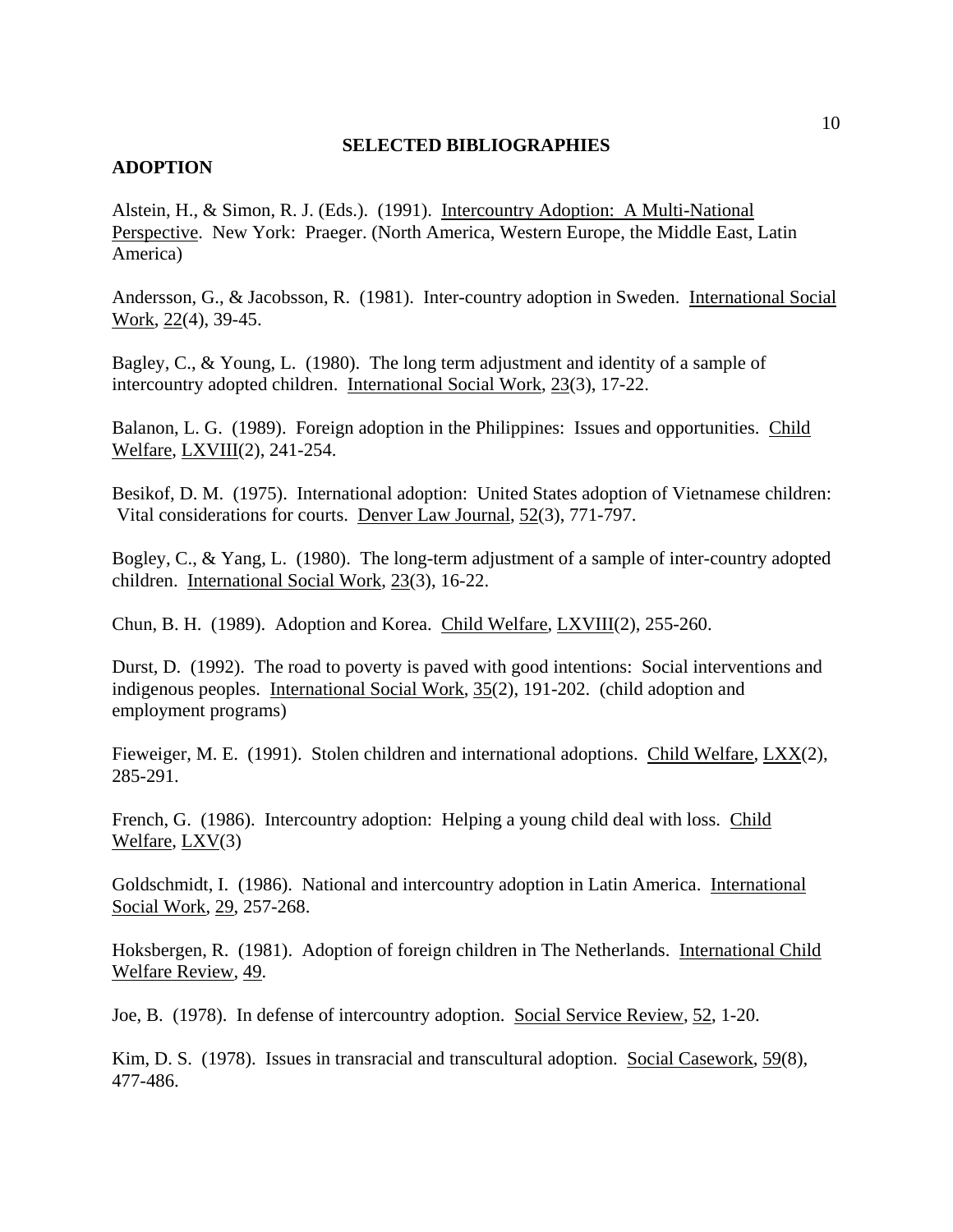## SELECTED BIBLIOGRAPHIES

### ADOPTION

Alstein, H., & Simon, R. J. (Eds.). (1991). Intercountry Adoption: A Multi-National Perspective. New York: Praeger. (North America, Western Europe, the Middle East, Latin America)

Andersson, G., & Jacobsson, R. (1981). Inter-country adoption in Sweden. International Social Work, 22(4), 39-45.

Bagley, C., & Young, L. (1980). The long term adjustment and identity of a sample of intercountry adopted children. International Social Work, 23(3), 17-22.

Balanon, L. G. (1989). Foreign adoption in the Philippines: Issues and opportunities. Child Welfare, LXVIII(2), 241-254.

Besikof, D. M. (1975). International adoption: United States adoption of Vietnamese children: Vital considerations for courts. Denver Law Journal, 52(3), 771-797.

Bogley, C., & Yang, L. (1980). The long-term adjustment of a sample of inter-country adopted children. International Social Work, 23(3), 16-22.

Chun, B. H. (1989). Adoption and Korea. Child Welfare, LXVIII(2), 255-260.

Durst, D. (1992). The road to poverty is paved with good intentions: Social interventions and indigenous peoples. International Social Work, 35(2), 191-202. (child adoption and employment programs)

Fieweiger, M. E. (1991). Stolen children and international adoptions. Child Welfare, LXX(2), 285-291.

French, G. (1986). Intercountry adoption: Helping a young child deal with loss. Child Welfare, LXV(3)

Goldschmidt, I. (1986). National and intercountry adoption in Latin America. International Social Work, 29, 257-268.

Hoksbergen, R. (1981). Adoption of foreign children in The Netherlands. International Child Welfare Review, 49.

Joe, B. (1978). In defense of intercountry adoption. Social Service Review, 52, 1-20.

Kim, D. S. (1978). Issues in transracial and transcultural adoption. Social Casework, 59(8), 477-486.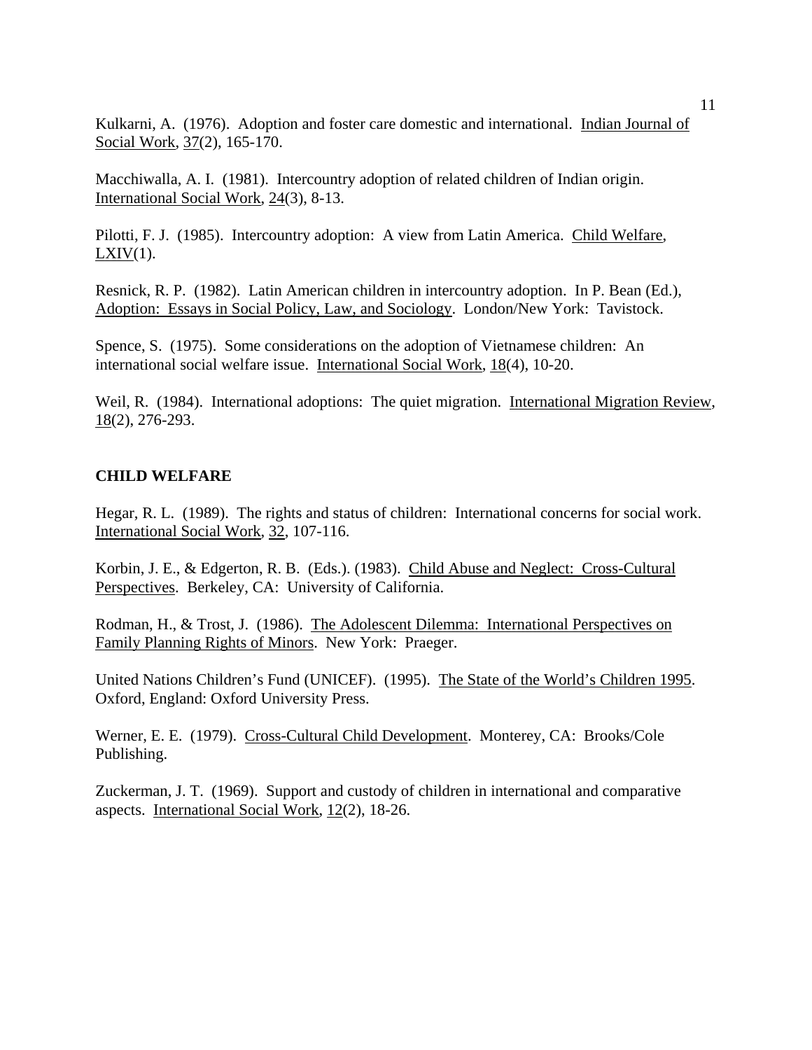Kulkarni, A. (1976). Adoption and foster care domestic and international. Indian Journal of Social Work, 37(2), 165-170.

Macchiwalla, A. I. (1981). Intercountry adoption of related children of Indian origin. International Social Work, 24(3), 8-13.

Pilotti, F. J. (1985). Intercountry adoption: A view from Latin America. Child Welfare, LXIV(1).

Resnick, R. P. (1982). Latin American children in intercountry adoption. In P. Bean (Ed.), Adoption: Essays in Social Policy, Law, and Sociology. London/New York: Tavistock.

Spence, S. (1975). Some considerations on the adoption of Vietnamese children: An international social welfare issue. International Social Work, 18(4), 10-20.

Weil, R. (1984). International adoptions: The quiet migration. International Migration Review, 18(2), 276-293.

## CHILD WELFARE

Hegar, R. L. (1989). The rights and status of children: International concerns for social work. International Social Work, 32, 107-116.

Korbin, J. E., & Edgerton, R. B. (Eds.). (1983). Child Abuse and Neglect: Cross-Cultural Perspectives. Berkeley, CA: University of California.

Rodman, H., & Trost, J. (1986). The Adolescent Dilemma: International Perspectives on Family Planning Rights of Minors. New York: Praeger.

United Nations Children's Fund (UNICEF). (1995). The State of the World's Children 1995. Oxford, England: Oxford University Press.

Werner, E. E. (1979). Cross-Cultural Child Development. Monterey, CA: Brooks/Cole Publishing.

Zuckerman, J. T. (1969). Support and custody of children in international and comparative aspects. International Social Work, 12(2), 18-26.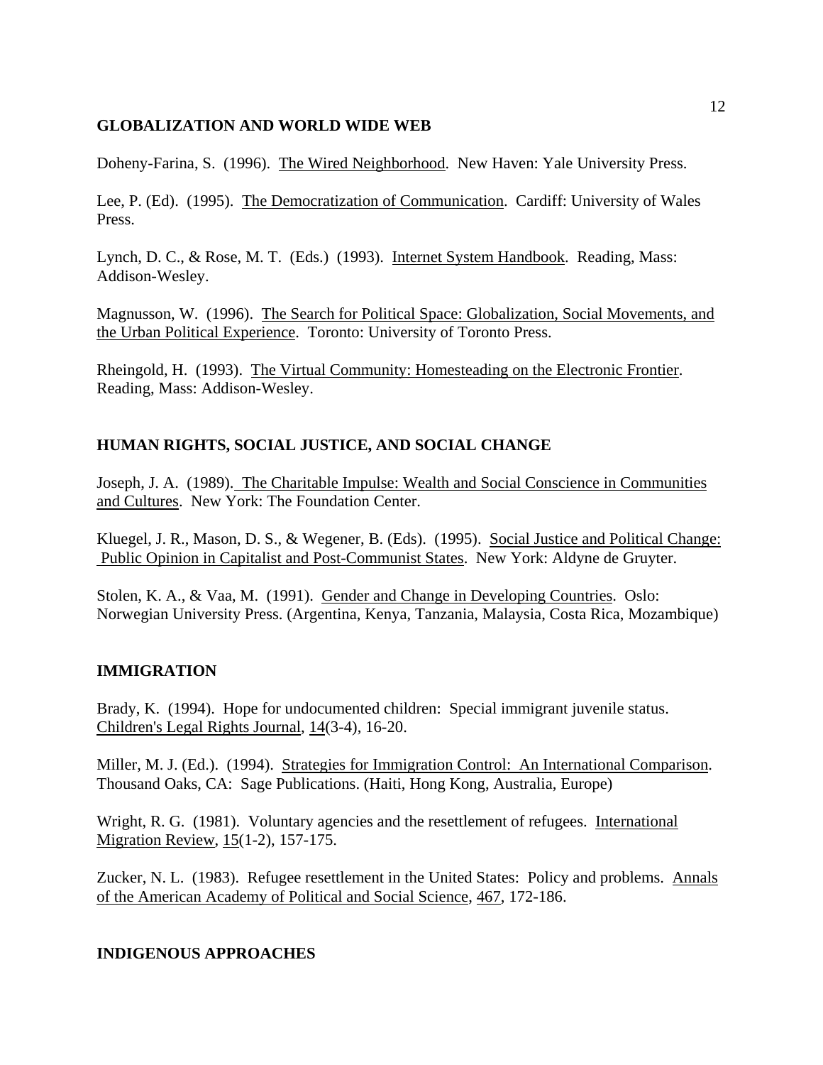## GLOBALIZATION AND WORLD WIDE WEB

Doheny-Farina, S. (1996). The Wired Neighborhood. New Haven: Yale University Press.

Lee, P. (Ed). (1995). The Democratization of Communication. Cardiff: University of Wales Press.

Lynch, D. C., & Rose, M. T. (Eds.) (1993). Internet System Handbook. Reading, Mass: Addison-Wesley.

Magnusson, W. (1996). The Search for Political Space: Globalization, Social Movements, and the Urban Political Experience. Toronto: University of Toronto Press.

Rheingold, H. (1993). The Virtual Community: Homesteading on the Electronic Frontier. Reading, Mass: Addison-Wesley.

## HUMAN RIGHTS, SOCIAL JUSTICE, AND SOCIAL CHANGE

Joseph, J. A. (1989). The Charitable Impulse: Wealth and Social Conscience in Communities and Cultures. New York: The Foundation Center.

Kluegel, J. R., Mason, D. S., & Wegener, B. (Eds). (1995). Social Justice and Political Change: Public Opinion in Capitalist and Post-Communist States. New York: Aldyne de Gruyter.

Stolen, K. A., & Vaa, M. (1991). Gender and Change in Developing Countries. Oslo: Norwegian University Press. (Argentina, Kenya, Tanzania, Malaysia, Costa Rica, Mozambique)

## IMMIGRATION

Brady, K. (1994). Hope for undocumented children: Special immigrant juvenile status. Children's Legal Rights Journal, 14(3-4), 16-20.

Miller, M. J. (Ed.). (1994). Strategies for Immigration Control: An International Comparison. Thousand Oaks, CA: Sage Publications. (Haiti, Hong Kong, Australia, Europe)

Wright, R. G. (1981). Voluntary agencies and the resettlement of refugees. International Migration Review, 15(1-2), 157-175.

Zucker, N. L. (1983). Refugee resettlement in the United States: Policy and problems. Annals of the American Academy of Political and Social Science, 467, 172-186.

## INDIGENOUS APPROACHES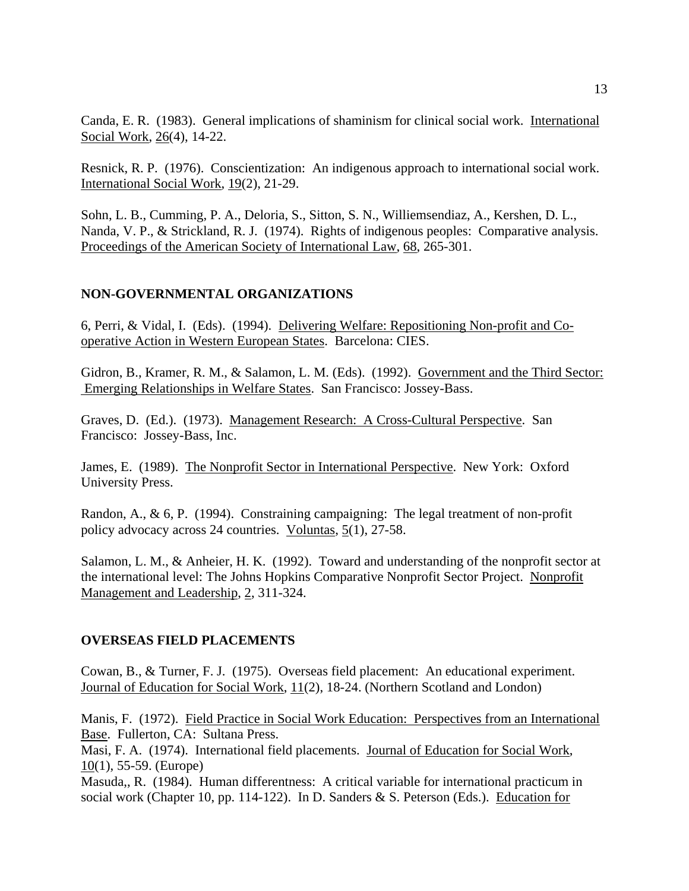Canda, E. R. (1983). General implications of shaminism for clinical social work. International Social Work, 26(4), 14-22.

Resnick, R. P. (1976). Conscientization: An indigenous approach to international social work. International Social Work, 19(2), 21-29.

Sohn, L. B., Cumming, P. A., Deloria, S., Sitton, S. N., Williemsendiaz, A., Kershen, D. L., Nanda, V. P., & Strickland, R. J. (1974). Rights of indigenous peoples: Comparative analysis. Proceedings of the American Society of International Law, 68, 265-301.

## NON-GOVERNMENTAL ORGANIZATIONS

6, Perri, & Vidal, I. (Eds). (1994). Delivering Welfare: Repositioning Non-profit and Co-operative Action in Western European States. Barcelona: CIES.

Gidron, B., Kramer, R. M., & Salamon, L. M. (Eds). (1992). Government and the Third Sector: Emerging Relationships in Welfare States. San Francisco: Jossey-Bass.

Graves, D. (Ed.). (1973). Management Research: A Cross-Cultural Perspective. San Francisco: Jossey-Bass, Inc.

James, E. (1989). The Nonprofit Sector in International Perspective. New York: Oxford University Press.

Randon, A., & 6, P. (1994). Constraining campaigning: The legal treatment of non-profit policy advocacy across 24 countries. Voluntas, 5(1), 27-58.

Salamon, L. M., & Anheier, H. K. (1992). Toward and understanding of the nonprofit sector at the international level: The Johns Hopkins Comparative Nonprofit Sector Project. Nonprofit Management and Leadership, 2, 311-324.

## OVERSEAS FIELD PLACEMENTS

Cowan, B., & Turner, F. J. (1975). Overseas field placement: An educational experiment. Journal of Education for Social Work, 11(2), 18-24. (Northern Scotland and London)

Manis, F. (1972). Field Practice in Social Work Education: Perspectives from an International Base. Fullerton, CA: Sultana Press.

Masi, F. A. (1974). International field placements. Journal of Education for Social Work, 10(1), 55-59. (Europe)

Masuda,, R. (1984). Human differentness: A critical variable for international practicum in social work (Chapter 10, pp. 114-122). In D. Sanders & S. Peterson (Eds.). Education for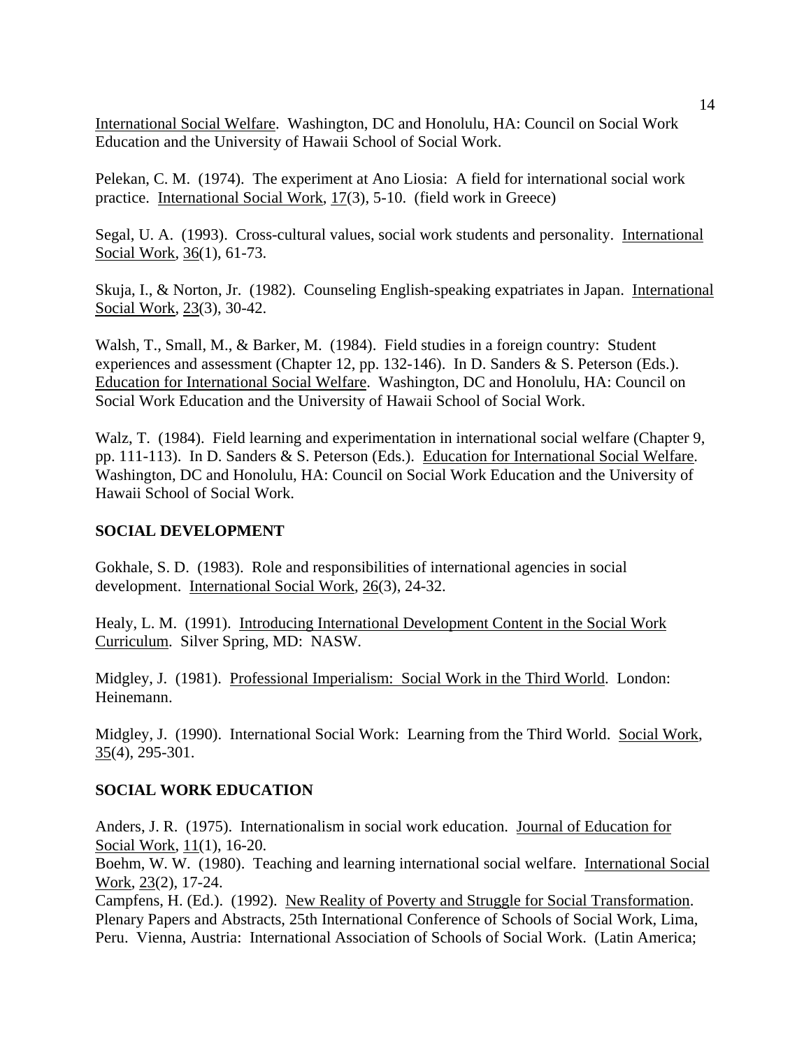International Social Welfare. Washington, DC and Honolulu, HA: Council on Social Work Education and the University of Hawaii School of Social Work.

Pelekan, C. M. (1974). The experiment at Ano Liosia: A field for international social work practice. International Social Work, 17(3), 5-10. (field work in Greece)

Segal, U. A. (1993). Cross-cultural values, social work students and personality. International Social Work, 36(1), 61-73.

Skuja, I., & Norton, Jr. (1982). Counseling English-speaking expatriates in Japan. International Social Work, 23(3), 30-42.

Walsh, T., Small, M., & Barker, M. (1984). Field studies in a foreign country: Student experiences and assessment (Chapter 12, pp. 132-146). In D. Sanders & S. Peterson (Eds.). Education for International Social Welfare. Washington, DC and Honolulu, HA: Council on Social Work Education and the University of Hawaii School of Social Work.

Walz, T. (1984). Field learning and experimentation in international social welfare (Chapter 9, pp. 111-113). In D. Sanders & S. Peterson (Eds.). Education for International Social Welfare. Washington, DC and Honolulu, HA: Council on Social Work Education and the University of Hawaii School of Social Work.

**SOCIAL DEVELOPMENT**

Gokhale, S. D. (1983). Role and responsibilities of international agencies in social development. International Social Work, 26(3), 24-32.

Healy, L. M. (1991). Introducing International Development Content in the Social Work Curriculum. Silver Spring, MD: NASW.

Midgley, J. (1981). Professional Imperialism: Social Work in the Third World. London: Heinemann.

Midgley, J. (1990). International Social Work: Learning from the Third World. Social Work, 35(4), 295-301.

**SOCIAL WORK EDUCATION**

Anders, J. R. (1975). Internationalism in social work education. Journal of Education for Social Work, 11(1), 16-20.

Boehm, W. W. (1980). Teaching and learning international social welfare. International Social Work, 23(2), 17-24.

Campfens, H. (Ed.). (1992). New Reality of Poverty and Struggle for Social Transformation. Plenary Papers and Abstracts, 25th International Conference of Schools of Social Work, Lima, Peru. Vienna, Austria: International Association of Schools of Social Work. (Latin America;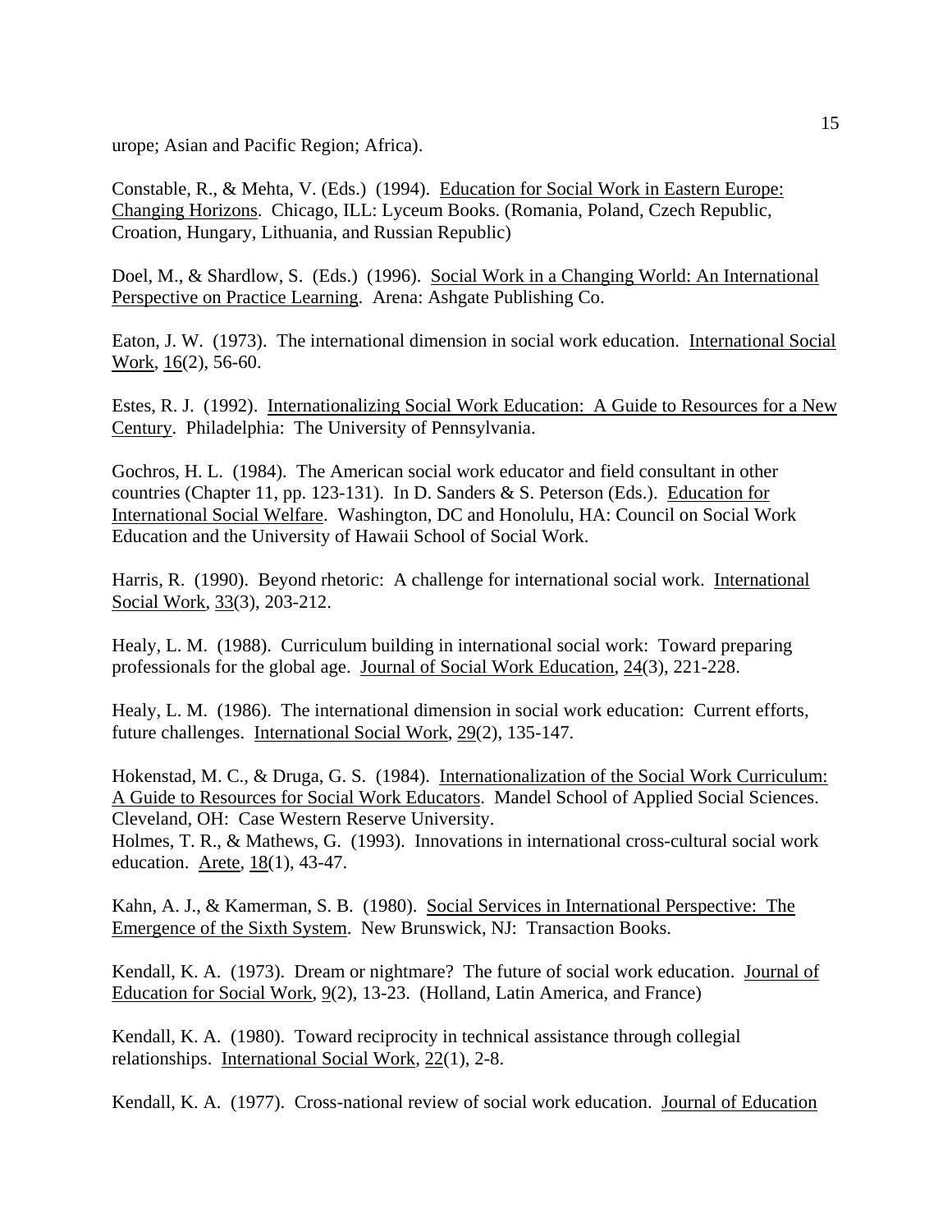urope; Asian and Pacific Region; Africa).

Constable, R., & Mehta, V. (Eds.) (1994). Education for Social Work in Eastern Europe: Changing Horizons. Chicago, ILL: Lyceum Books. (Romania, Poland, Czech Republic, Croation, Hungary, Lithuania, and Russian Republic)

Doel, M., & Shardlow, S. (Eds.) (1996). Social Work in a Changing World: An International Perspective on Practice Learning. Arena: Ashgate Publishing Co.

Eaton, J. W. (1973). The international dimension in social work education. International Social Work, 16(2), 56-60.

Estes, R. J. (1992). Internationalizing Social Work Education: A Guide to Resources for a New Century. Philadelphia: The University of Pennsylvania.

Gochros, H. L. (1984). The American social work educator and field consultant in other countries (Chapter 11, pp. 123-131). In D. Sanders & S. Peterson (Eds.). Education for International Social Welfare. Washington, DC and Honolulu, HA: Council on Social Work Education and the University of Hawaii School of Social Work.

Harris, R. (1990). Beyond rhetoric: A challenge for international social work. International Social Work, 33(3), 203-212.

Healy, L. M. (1988). Curriculum building in international social work: Toward preparing professionals for the global age. Journal of Social Work Education, 24(3), 221-228.

Healy, L. M. (1986). The international dimension in social work education: Current efforts, future challenges. International Social Work, 29(2), 135-147.

Hokenstad, M. C., & Druga, G. S. (1984). Internationalization of the Social Work Curriculum: A Guide to Resources for Social Work Educators. Mandel School of Applied Social Sciences. Cleveland, OH: Case Western Reserve University.
Holmes, T. R., & Mathews, G. (1993). Innovations in international cross-cultural social work education. Arete, 18(1), 43-47.

Kahn, A. J., & Kamerman, S. B. (1980). Social Services in International Perspective: The Emergence of the Sixth System. New Brunswick, NJ: Transaction Books.

Kendall, K. A. (1973). Dream or nightmare? The future of social work education. Journal of Education for Social Work, 9(2), 13-23. (Holland, Latin America, and France)

Kendall, K. A. (1980). Toward reciprocity in technical assistance through collegial relationships. International Social Work, 22(1), 2-8.

Kendall, K. A. (1977). Cross-national review of social work education. Journal of Education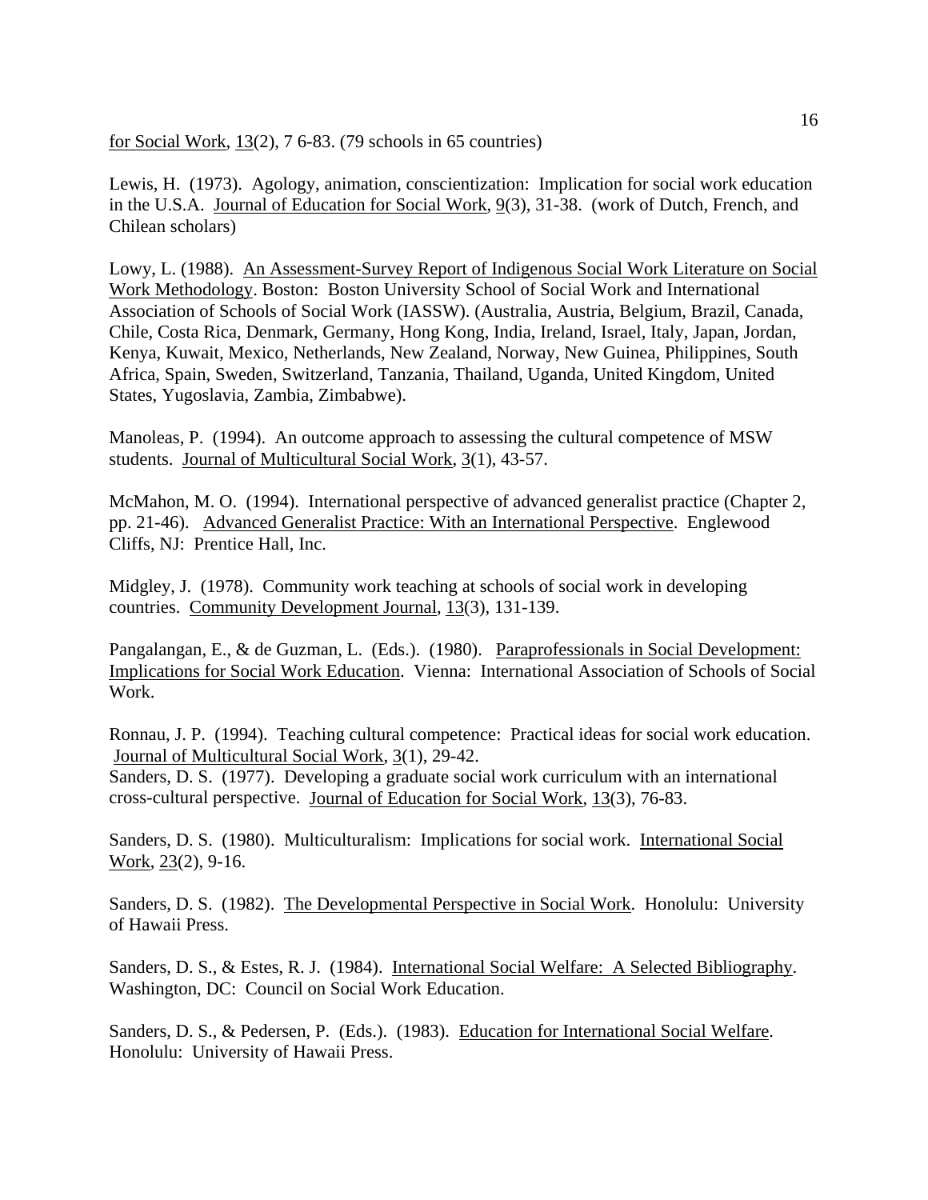for Social Work, 13(2), 7 6-83. (79 schools in 65 countries)

Lewis, H. (1973). Agology, animation, conscientization: Implication for social work education in the U.S.A. Journal of Education for Social Work, 9(3), 31-38. (work of Dutch, French, and Chilean scholars)

Lowy, L. (1988). An Assessment-Survey Report of Indigenous Social Work Literature on Social Work Methodology. Boston: Boston University School of Social Work and International Association of Schools of Social Work (IASSW). (Australia, Austria, Belgium, Brazil, Canada, Chile, Costa Rica, Denmark, Germany, Hong Kong, India, Ireland, Israel, Italy, Japan, Jordan, Kenya, Kuwait, Mexico, Netherlands, New Zealand, Norway, New Guinea, Philippines, South Africa, Spain, Sweden, Switzerland, Tanzania, Thailand, Uganda, United Kingdom, United States, Yugoslavia, Zambia, Zimbabwe).

Manoleas, P. (1994). An outcome approach to assessing the cultural competence of MSW students. Journal of Multicultural Social Work, 3(1), 43-57.

McMahon, M. O. (1994). International perspective of advanced generalist practice (Chapter 2, pp. 21-46). Advanced Generalist Practice: With an International Perspective. Englewood Cliffs, NJ: Prentice Hall, Inc.

Midgley, J. (1978). Community work teaching at schools of social work in developing countries. Community Development Journal, 13(3), 131-139.

Pangalangan, E., & de Guzman, L. (Eds.). (1980). Paraprofessionals in Social Development: Implications for Social Work Education. Vienna: International Association of Schools of Social Work.

Ronnau, J. P. (1994). Teaching cultural competence: Practical ideas for social work education. Journal of Multicultural Social Work, 3(1), 29-42.

Sanders, D. S. (1977). Developing a graduate social work curriculum with an international cross-cultural perspective. Journal of Education for Social Work, 13(3), 76-83.

Sanders, D. S. (1980). Multiculturalism: Implications for social work. International Social Work, 23(2), 9-16.

Sanders, D. S. (1982). The Developmental Perspective in Social Work. Honolulu: University of Hawaii Press.

Sanders, D. S., & Estes, R. J. (1984). International Social Welfare: A Selected Bibliography. Washington, DC: Council on Social Work Education.

Sanders, D. S., & Pedersen, P. (Eds.). (1983). Education for International Social Welfare. Honolulu: University of Hawaii Press.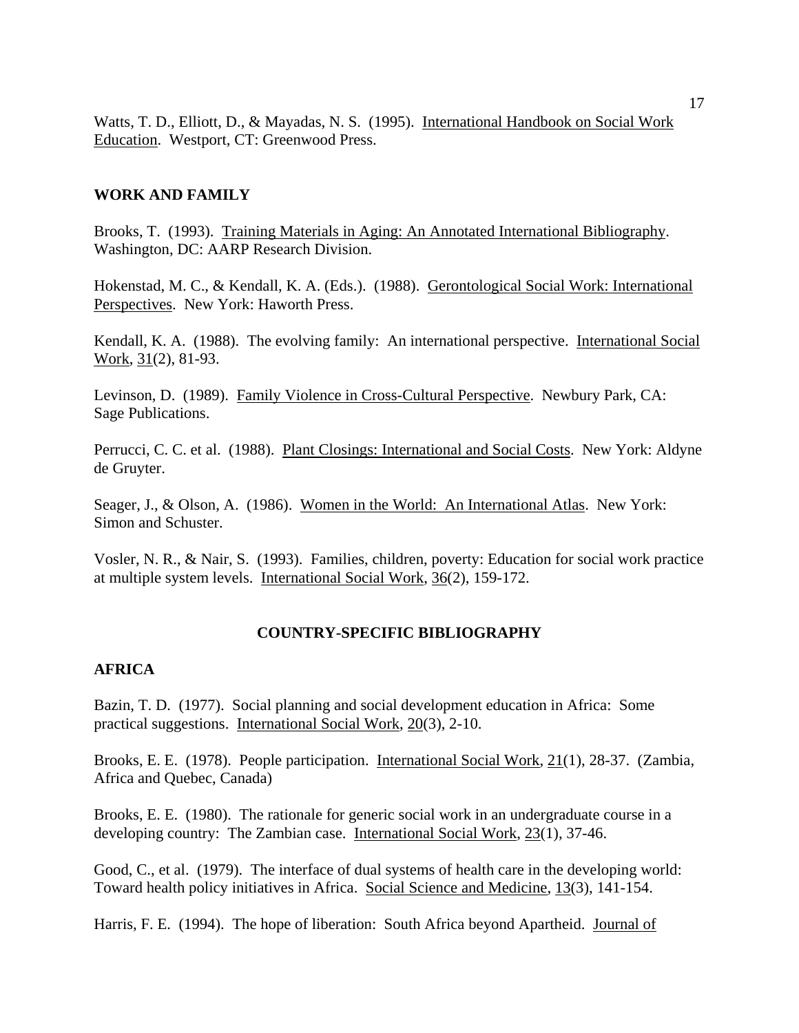Watts, T. D., Elliott, D., & Mayadas, N. S. (1995). International Handbook on Social Work Education. Westport, CT: Greenwood Press.

**WORK AND FAMILY**

Brooks, T. (1993). Training Materials in Aging: An Annotated International Bibliography. Washington, DC: AARP Research Division.

Hokenstad, M. C., & Kendall, K. A. (Eds.). (1988). Gerontological Social Work: International Perspectives. New York: Haworth Press.

Kendall, K. A. (1988). The evolving family: An international perspective. International Social Work, 31(2), 81-93.

Levinson, D. (1989). Family Violence in Cross-Cultural Perspective. Newbury Park, CA: Sage Publications.

Perrucci, C. C. et al. (1988). Plant Closings: International and Social Costs. New York: Aldyne de Gruyter.

Seager, J., & Olson, A. (1986). Women in the World: An International Atlas. New York: Simon and Schuster.

Vosler, N. R., & Nair, S. (1993). Families, children, poverty: Education for social work practice at multiple system levels. International Social Work, 36(2), 159-172.

## COUNTRY-SPECIFIC BIBLIOGRAPHY

**AFRICA**

Bazin, T. D. (1977). Social planning and social development education in Africa: Some practical suggestions. International Social Work, 20(3), 2-10.

Brooks, E. E. (1978). People participation. International Social Work, 21(1), 28-37. (Zambia, Africa and Quebec, Canada)

Brooks, E. E. (1980). The rationale for generic social work in an undergraduate course in a developing country: The Zambian case. International Social Work, 23(1), 37-46.

Good, C., et al. (1979). The interface of dual systems of health care in the developing world: Toward health policy initiatives in Africa. Social Science and Medicine, 13(3), 141-154.

Harris, F. E. (1994). The hope of liberation: South Africa beyond Apartheid. Journal of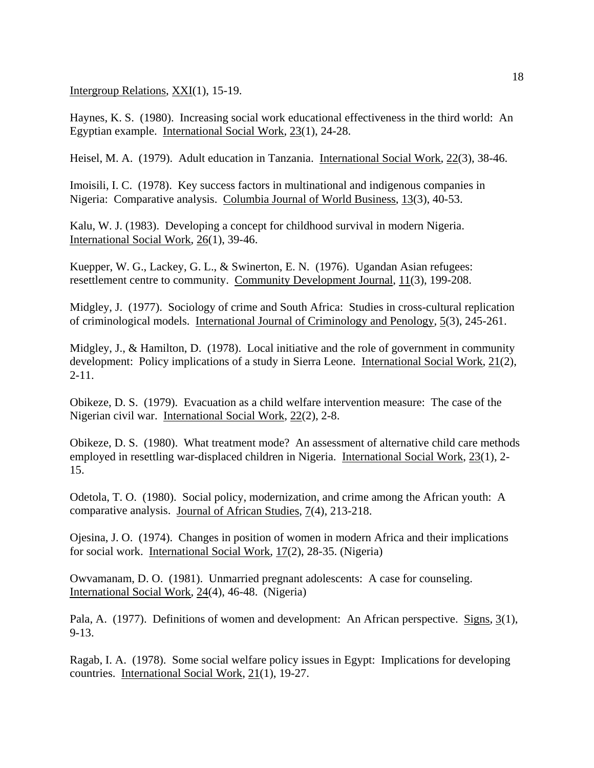Intergroup Relations, XXI(1), 15-19.

Haynes, K. S. (1980). Increasing social work educational effectiveness in the third world: An Egyptian example. International Social Work, 23(1), 24-28.

Heisel, M. A. (1979). Adult education in Tanzania. International Social Work, 22(3), 38-46.

Imoisili, I. C. (1978). Key success factors in multinational and indigenous companies in Nigeria: Comparative analysis. Columbia Journal of World Business, 13(3), 40-53.

Kalu, W. J. (1983). Developing a concept for childhood survival in modern Nigeria. International Social Work, 26(1), 39-46.

Kuepper, W. G., Lackey, G. L., & Swinerton, E. N. (1976). Ugandan Asian refugees: resettlement centre to community. Community Development Journal, 11(3), 199-208.

Midgley, J. (1977). Sociology of crime and South Africa: Studies in cross-cultural replication of criminological models. International Journal of Criminology and Penology, 5(3), 245-261.

Midgley, J., & Hamilton, D. (1978). Local initiative and the role of government in community development: Policy implications of a study in Sierra Leone. International Social Work, 21(2), 2-11.

Obikeze, D. S. (1979). Evacuation as a child welfare intervention measure: The case of the Nigerian civil war. International Social Work, 22(2), 2-8.

Obikeze, D. S. (1980). What treatment mode? An assessment of alternative child care methods employed in resettling war-displaced children in Nigeria. International Social Work, 23(1), 2-15.

Odetola, T. O. (1980). Social policy, modernization, and crime among the African youth: A comparative analysis. Journal of African Studies, 7(4), 213-218.

Ojesina, J. O. (1974). Changes in position of women in modern Africa and their implications for social work. International Social Work, 17(2), 28-35. (Nigeria)

Owvamanam, D. O. (1981). Unmarried pregnant adolescents: A case for counseling. International Social Work, 24(4), 46-48. (Nigeria)

Pala, A. (1977). Definitions of women and development: An African perspective. Signs, 3(1), 9-13.

Ragab, I. A. (1978). Some social welfare policy issues in Egypt: Implications for developing countries. International Social Work, 21(1), 19-27.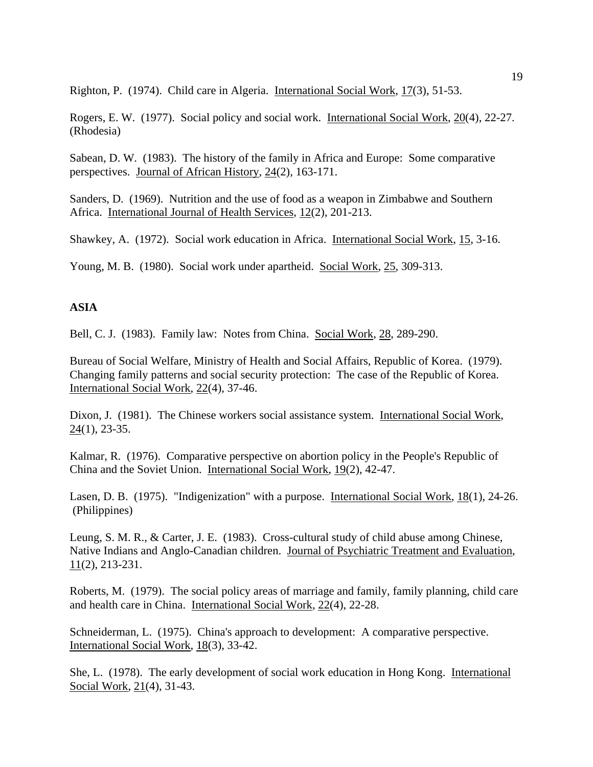Righton, P. (1974). Child care in Algeria. International Social Work, 17(3), 51-53.

Rogers, E. W. (1977). Social policy and social work. International Social Work, 20(4), 22-27. (Rhodesia)

Sabean, D. W. (1983). The history of the family in Africa and Europe: Some comparative perspectives. Journal of African History, 24(2), 163-171.

Sanders, D. (1969). Nutrition and the use of food as a weapon in Zimbabwe and Southern Africa. International Journal of Health Services, 12(2), 201-213.

Shawkey, A. (1972). Social work education in Africa. International Social Work, 15, 3-16.

Young, M. B. (1980). Social work under apartheid. Social Work, 25, 309-313.

**ASIA**

Bell, C. J. (1983). Family law: Notes from China. Social Work, 28, 289-290.

Bureau of Social Welfare, Ministry of Health and Social Affairs, Republic of Korea. (1979). Changing family patterns and social security protection: The case of the Republic of Korea. International Social Work, 22(4), 37-46.

Dixon, J. (1981). The Chinese workers social assistance system. International Social Work, 24(1), 23-35.

Kalmar, R. (1976). Comparative perspective on abortion policy in the People's Republic of China and the Soviet Union. International Social Work, 19(2), 42-47.

Lasen, D. B. (1975). "Indigenization" with a purpose. International Social Work, 18(1), 24-26. (Philippines)

Leung, S. M. R., & Carter, J. E. (1983). Cross-cultural study of child abuse among Chinese, Native Indians and Anglo-Canadian children. Journal of Psychiatric Treatment and Evaluation, 11(2), 213-231.

Roberts, M. (1979). The social policy areas of marriage and family, family planning, child care and health care in China. International Social Work, 22(4), 22-28.

Schneiderman, L. (1975). China's approach to development: A comparative perspective. International Social Work, 18(3), 33-42.

She, L. (1978). The early development of social work education in Hong Kong. International Social Work, 21(4), 31-43.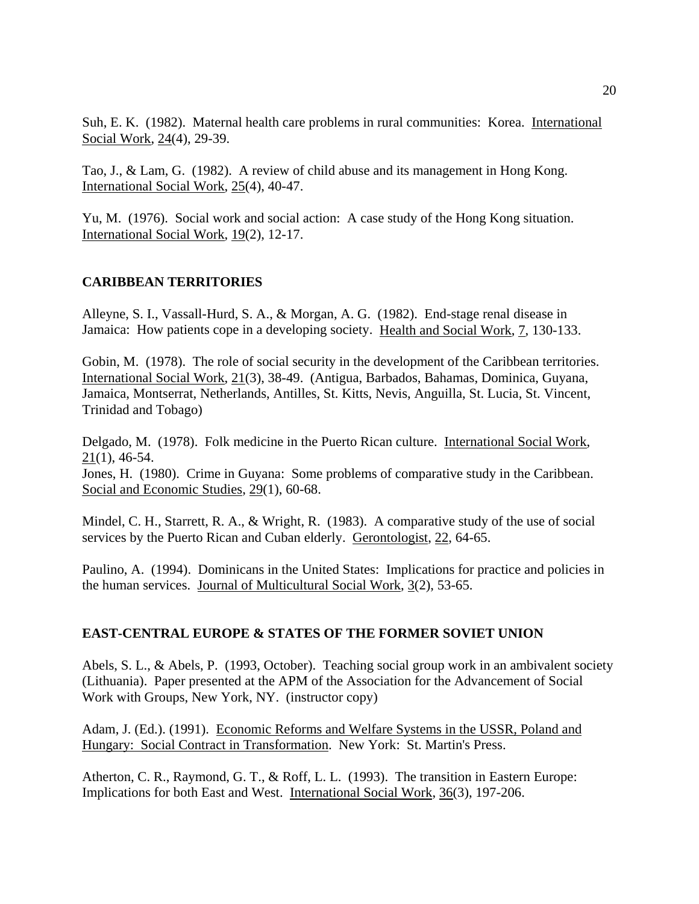Suh, E. K. (1982). Maternal health care problems in rural communities: Korea. International Social Work, 24(4), 29-39.

Tao, J., & Lam, G. (1982). A review of child abuse and its management in Hong Kong. International Social Work, 25(4), 40-47.

Yu, M. (1976). Social work and social action: A case study of the Hong Kong situation. International Social Work, 19(2), 12-17.

## CARIBBEAN TERRITORIES

Alleyne, S. I., Vassall-Hurd, S. A., & Morgan, A. G. (1982). End-stage renal disease in Jamaica: How patients cope in a developing society. Health and Social Work, 7, 130-133.

Gobin, M. (1978). The role of social security in the development of the Caribbean territories. International Social Work, 21(3), 38-49. (Antigua, Barbados, Bahamas, Dominica, Guyana, Jamaica, Montserrat, Netherlands, Antilles, St. Kitts, Nevis, Anguilla, St. Lucia, St. Vincent, Trinidad and Tobago)

Delgado, M. (1978). Folk medicine in the Puerto Rican culture. International Social Work, 21(1), 46-54.

Jones, H. (1980). Crime in Guyana: Some problems of comparative study in the Caribbean. Social and Economic Studies, 29(1), 60-68.

Mindel, C. H., Starrett, R. A., & Wright, R. (1983). A comparative study of the use of social services by the Puerto Rican and Cuban elderly. Gerontologist, 22, 64-65.

Paulino, A. (1994). Dominicans in the United States: Implications for practice and policies in the human services. Journal of Multicultural Social Work, 3(2), 53-65.

## EAST-CENTRAL EUROPE & STATES OF THE FORMER SOVIET UNION

Abels, S. L., & Abels, P. (1993, October). Teaching social group work in an ambivalent society (Lithuania). Paper presented at the APM of the Association for the Advancement of Social Work with Groups, New York, NY. (instructor copy)

Adam, J. (Ed.). (1991). Economic Reforms and Welfare Systems in the USSR, Poland and Hungary: Social Contract in Transformation. New York: St. Martin's Press.

Atherton, C. R., Raymond, G. T., & Roff, L. L. (1993). The transition in Eastern Europe: Implications for both East and West. International Social Work, 36(3), 197-206.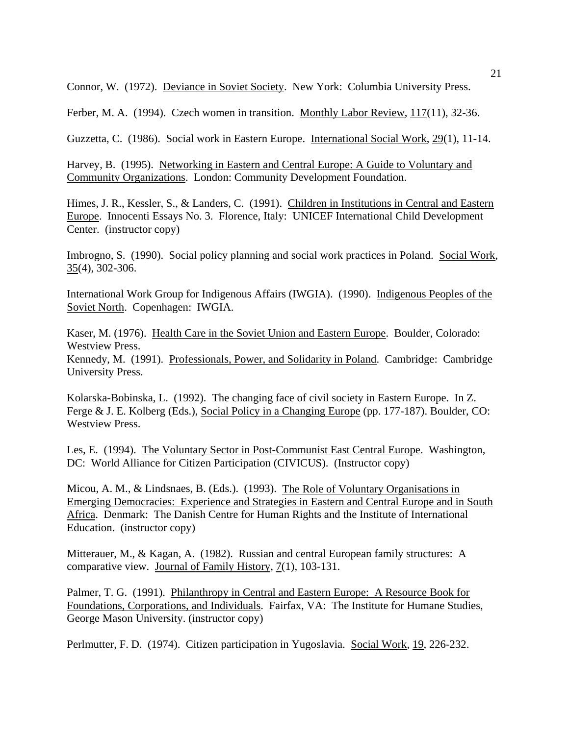Connor, W. (1972). Deviance in Soviet Society. New York: Columbia University Press.

Ferber, M. A. (1994). Czech women in transition. Monthly Labor Review, 117(11), 32-36.

Guzzetta, C. (1986). Social work in Eastern Europe. International Social Work, 29(1), 11-14.

Harvey, B. (1995). Networking in Eastern and Central Europe: A Guide to Voluntary and Community Organizations. London: Community Development Foundation.

Himes, J. R., Kessler, S., & Landers, C. (1991). Children in Institutions in Central and Eastern Europe. Innocenti Essays No. 3. Florence, Italy: UNICEF International Child Development Center. (instructor copy)

Imbrogno, S. (1990). Social policy planning and social work practices in Poland. Social Work, 35(4), 302-306.

International Work Group for Indigenous Affairs (IWGIA). (1990). Indigenous Peoples of the Soviet North. Copenhagen: IWGIA.

Kaser, M. (1976). Health Care in the Soviet Union and Eastern Europe. Boulder, Colorado: Westview Press.

Kennedy, M. (1991). Professionals, Power, and Solidarity in Poland. Cambridge: Cambridge University Press.

Kolarska-Bobinska, L. (1992). The changing face of civil society in Eastern Europe. In Z. Ferge & J. E. Kolberg (Eds.), Social Policy in a Changing Europe (pp. 177-187). Boulder, CO: Westview Press.

Les, E. (1994). The Voluntary Sector in Post-Communist East Central Europe. Washington, DC: World Alliance for Citizen Participation (CIVICUS). (Instructor copy)

Micou, A. M., & Lindsnaes, B. (Eds.). (1993). The Role of Voluntary Organisations in Emerging Democracies: Experience and Strategies in Eastern and Central Europe and in South Africa. Denmark: The Danish Centre for Human Rights and the Institute of International Education. (instructor copy)

Mitterauer, M., & Kagan, A. (1982). Russian and central European family structures: A comparative view. Journal of Family History, 7(1), 103-131.

Palmer, T. G. (1991). Philanthropy in Central and Eastern Europe: A Resource Book for Foundations, Corporations, and Individuals. Fairfax, VA: The Institute for Humane Studies, George Mason University. (instructor copy)

Perlmutter, F. D. (1974). Citizen participation in Yugoslavia. Social Work, 19, 226-232.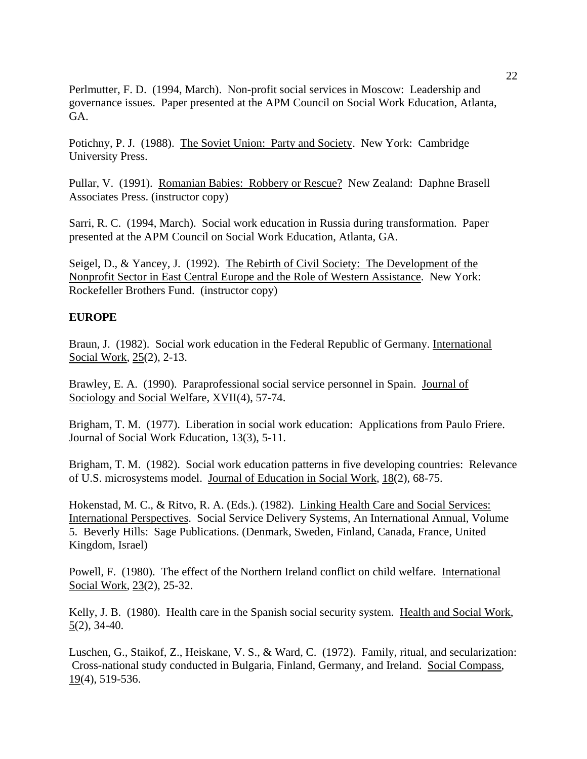Perlmutter, F. D. (1994, March). Non-profit social services in Moscow: Leadership and governance issues. Paper presented at the APM Council on Social Work Education, Atlanta, GA.

Potichny, P. J. (1988). The Soviet Union: Party and Society. New York: Cambridge University Press.

Pullar, V. (1991). Romanian Babies: Robbery or Rescue? New Zealand: Daphne Brasell Associates Press. (instructor copy)

Sarri, R. C. (1994, March). Social work education in Russia during transformation. Paper presented at the APM Council on Social Work Education, Atlanta, GA.

Seigel, D., & Yancey, J. (1992). The Rebirth of Civil Society: The Development of the Nonprofit Sector in East Central Europe and the Role of Western Assistance. New York: Rockefeller Brothers Fund. (instructor copy)

**EUROPE**

Braun, J. (1982). Social work education in the Federal Republic of Germany. International Social Work, 25(2), 2-13.

Brawley, E. A. (1990). Paraprofessional social service personnel in Spain. Journal of Sociology and Social Welfare, XVII(4), 57-74.

Brigham, T. M. (1977). Liberation in social work education: Applications from Paulo Friere. Journal of Social Work Education, 13(3), 5-11.

Brigham, T. M. (1982). Social work education patterns in five developing countries: Relevance of U.S. microsystems model. Journal of Education in Social Work, 18(2), 68-75.

Hokenstad, M. C., & Ritvo, R. A. (Eds.). (1982). Linking Health Care and Social Services: International Perspectives. Social Service Delivery Systems, An International Annual, Volume 5. Beverly Hills: Sage Publications. (Denmark, Sweden, Finland, Canada, France, United Kingdom, Israel)

Powell, F. (1980). The effect of the Northern Ireland conflict on child welfare. International Social Work, 23(2), 25-32.

Kelly, J. B. (1980). Health care in the Spanish social security system. Health and Social Work, 5(2), 34-40.

Luschen, G., Staikof, Z., Heiskane, V. S., & Ward, C. (1972). Family, ritual, and secularization: Cross-national study conducted in Bulgaria, Finland, Germany, and Ireland. Social Compass, 19(4), 519-536.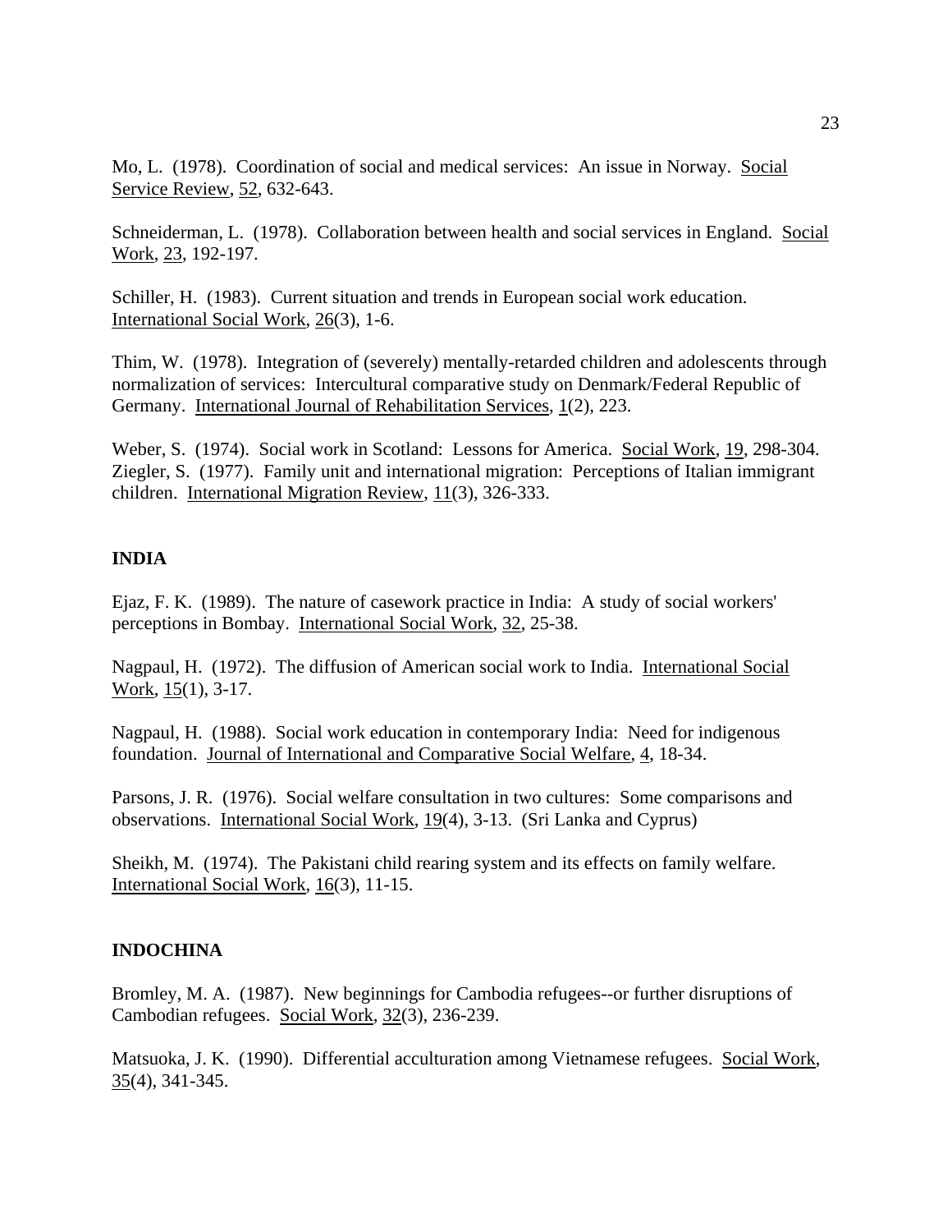Mo, L. (1978). Coordination of social and medical services: An issue in Norway. Social Service Review, 52, 632-643.

Schneiderman, L. (1978). Collaboration between health and social services in England. Social Work, 23, 192-197.

Schiller, H. (1983). Current situation and trends in European social work education. International Social Work, 26(3), 1-6.

Thim, W. (1978). Integration of (severely) mentally-retarded children and adolescents through normalization of services: Intercultural comparative study on Denmark/Federal Republic of Germany. International Journal of Rehabilitation Services, 1(2), 223.

Weber, S. (1974). Social work in Scotland: Lessons for America. Social Work, 19, 298-304.
Ziegler, S. (1977). Family unit and international migration: Perceptions of Italian immigrant children. International Migration Review, 11(3), 326-333.

**INDIA**

Ejaz, F. K. (1989). The nature of casework practice in India: A study of social workers' perceptions in Bombay. International Social Work, 32, 25-38.

Nagpaul, H. (1972). The diffusion of American social work to India. International Social Work, 15(1), 3-17.

Nagpaul, H. (1988). Social work education in contemporary India: Need for indigenous foundation. Journal of International and Comparative Social Welfare, 4, 18-34.

Parsons, J. R. (1976). Social welfare consultation in two cultures: Some comparisons and observations. International Social Work, 19(4), 3-13. (Sri Lanka and Cyprus)

Sheikh, M. (1974). The Pakistani child rearing system and its effects on family welfare. International Social Work, 16(3), 11-15.

**INDOCHINA**

Bromley, M. A. (1987). New beginnings for Cambodia refugees--or further disruptions of Cambodian refugees. Social Work, 32(3), 236-239.

Matsuoka, J. K. (1990). Differential acculturation among Vietnamese refugees. Social Work, 35(4), 341-345.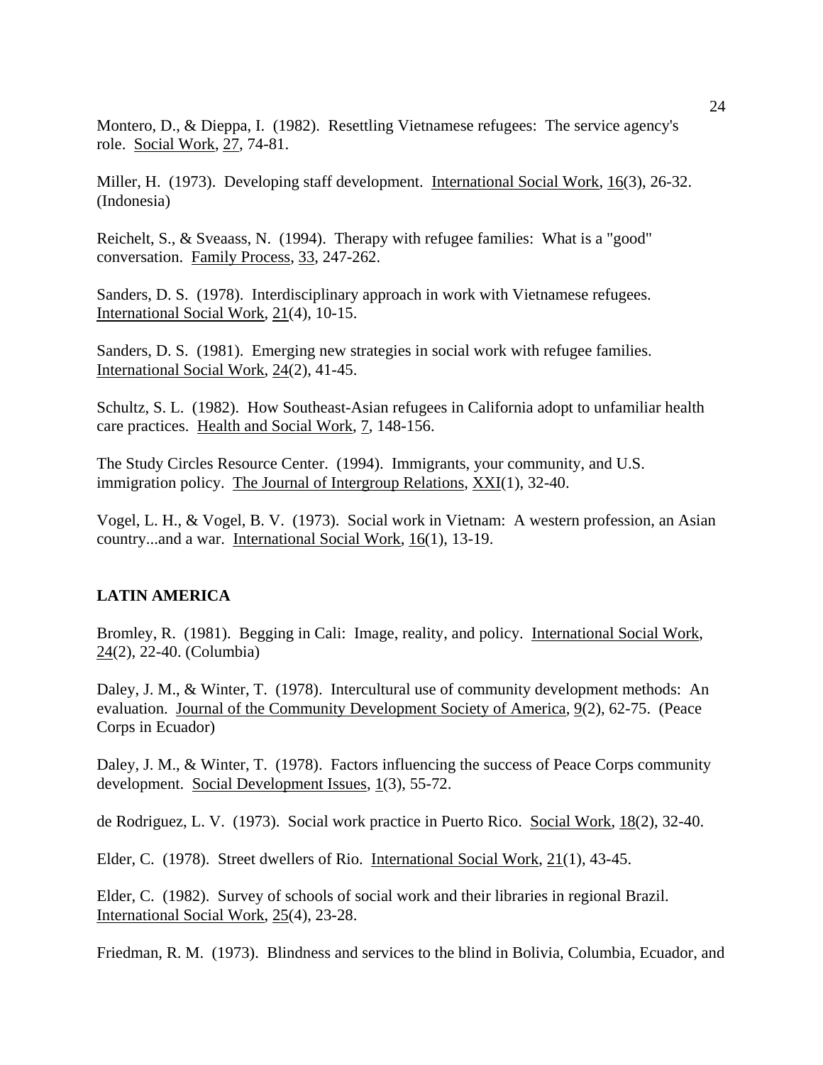Montero, D., & Dieppa, I. (1982). Resettling Vietnamese refugees: The service agency's role. Social Work, 27, 74-81.

Miller, H. (1973). Developing staff development. International Social Work, 16(3), 26-32. (Indonesia)

Reichelt, S., & Sveaass, N. (1994). Therapy with refugee families: What is a "good" conversation. Family Process, 33, 247-262.

Sanders, D. S. (1978). Interdisciplinary approach in work with Vietnamese refugees. International Social Work, 21(4), 10-15.

Sanders, D. S. (1981). Emerging new strategies in social work with refugee families. International Social Work, 24(2), 41-45.

Schultz, S. L. (1982). How Southeast-Asian refugees in California adopt to unfamiliar health care practices. Health and Social Work, 7, 148-156.

The Study Circles Resource Center. (1994). Immigrants, your community, and U.S. immigration policy. The Journal of Intergroup Relations, XXI(1), 32-40.

Vogel, L. H., & Vogel, B. V. (1973). Social work in Vietnam: A western profession, an Asian country...and a war. International Social Work, 16(1), 13-19.

## LATIN AMERICA

Bromley, R. (1981). Begging in Cali: Image, reality, and policy. International Social Work, 24(2), 22-40. (Columbia)

Daley, J. M., & Winter, T. (1978). Intercultural use of community development methods: An evaluation. Journal of the Community Development Society of America, 9(2), 62-75. (Peace Corps in Ecuador)

Daley, J. M., & Winter, T. (1978). Factors influencing the success of Peace Corps community development. Social Development Issues, 1(3), 55-72.

de Rodriguez, L. V. (1973). Social work practice in Puerto Rico. Social Work, 18(2), 32-40.

Elder, C. (1978). Street dwellers of Rio. International Social Work, 21(1), 43-45.

Elder, C. (1982). Survey of schools of social work and their libraries in regional Brazil. International Social Work, 25(4), 23-28.

Friedman, R. M. (1973). Blindness and services to the blind in Bolivia, Columbia, Ecuador, and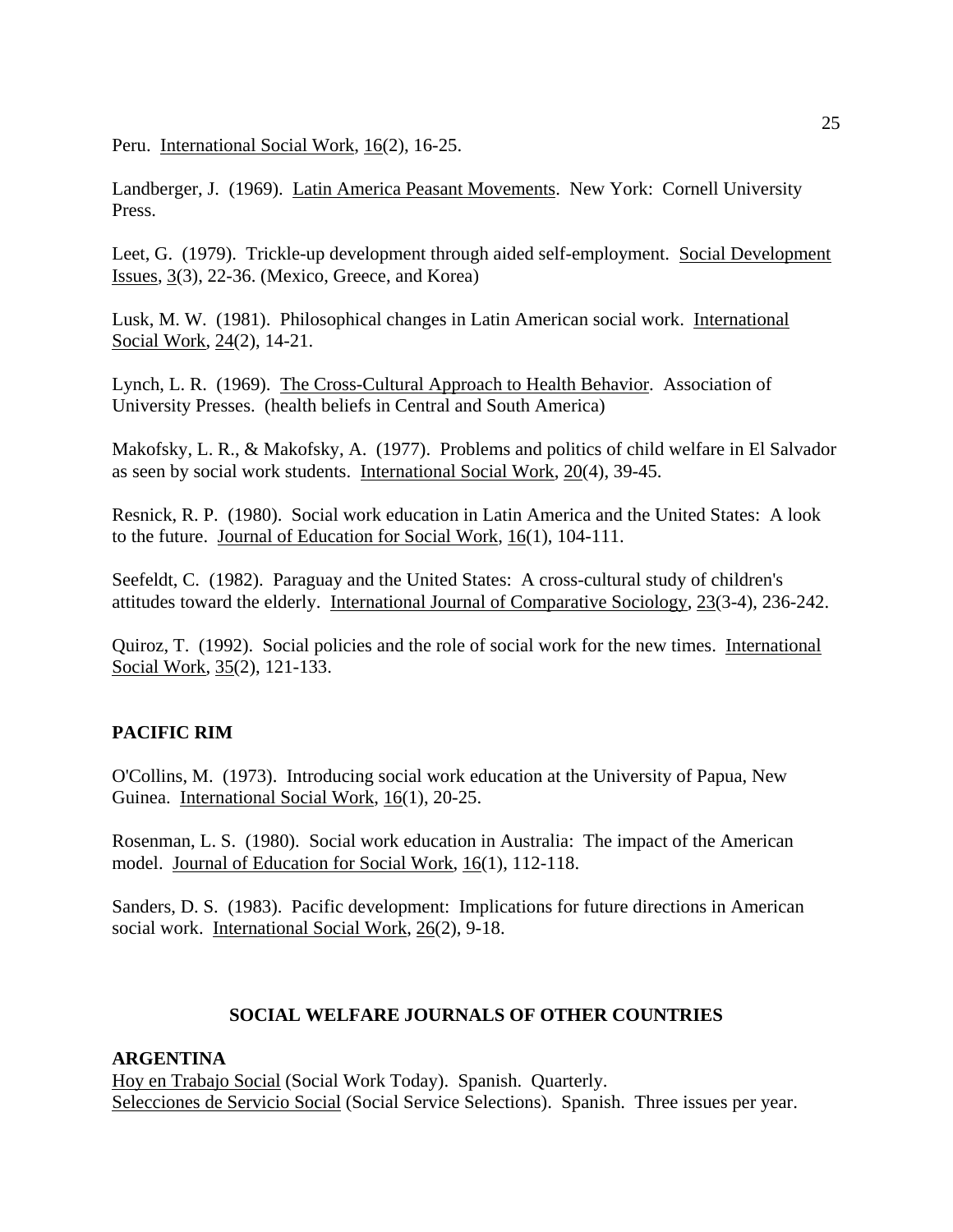Peru. International Social Work, 16(2), 16-25.

Landberger, J. (1969). Latin America Peasant Movements. New York: Cornell University Press.

Leet, G. (1979). Trickle-up development through aided self-employment. Social Development Issues, 3(3), 22-36. (Mexico, Greece, and Korea)

Lusk, M. W. (1981). Philosophical changes in Latin American social work. International Social Work, 24(2), 14-21.

Lynch, L. R. (1969). The Cross-Cultural Approach to Health Behavior. Association of University Presses. (health beliefs in Central and South America)

Makofsky, L. R., & Makofsky, A. (1977). Problems and politics of child welfare in El Salvador as seen by social work students. International Social Work, 20(4), 39-45.

Resnick, R. P. (1980). Social work education in Latin America and the United States: A look to the future. Journal of Education for Social Work, 16(1), 104-111.

Seefeldt, C. (1982). Paraguay and the United States: A cross-cultural study of children's attitudes toward the elderly. International Journal of Comparative Sociology, 23(3-4), 236-242.

Quiroz, T. (1992). Social policies and the role of social work for the new times. International Social Work, 35(2), 121-133.

**PACIFIC RIM**

O'Collins, M. (1973). Introducing social work education at the University of Papua, New Guinea. International Social Work, 16(1), 20-25.

Rosenman, L. S. (1980). Social work education in Australia: The impact of the American model. Journal of Education for Social Work, 16(1), 112-118.

Sanders, D. S. (1983). Pacific development: Implications for future directions in American social work. International Social Work, 26(2), 9-18.

## SOCIAL WELFARE JOURNALS OF OTHER COUNTRIES

**ARGENTINA**

Hoy en Trabajo Social (Social Work Today). Spanish. Quarterly.
Selecciones de Servicio Social (Social Service Selections). Spanish. Three issues per year.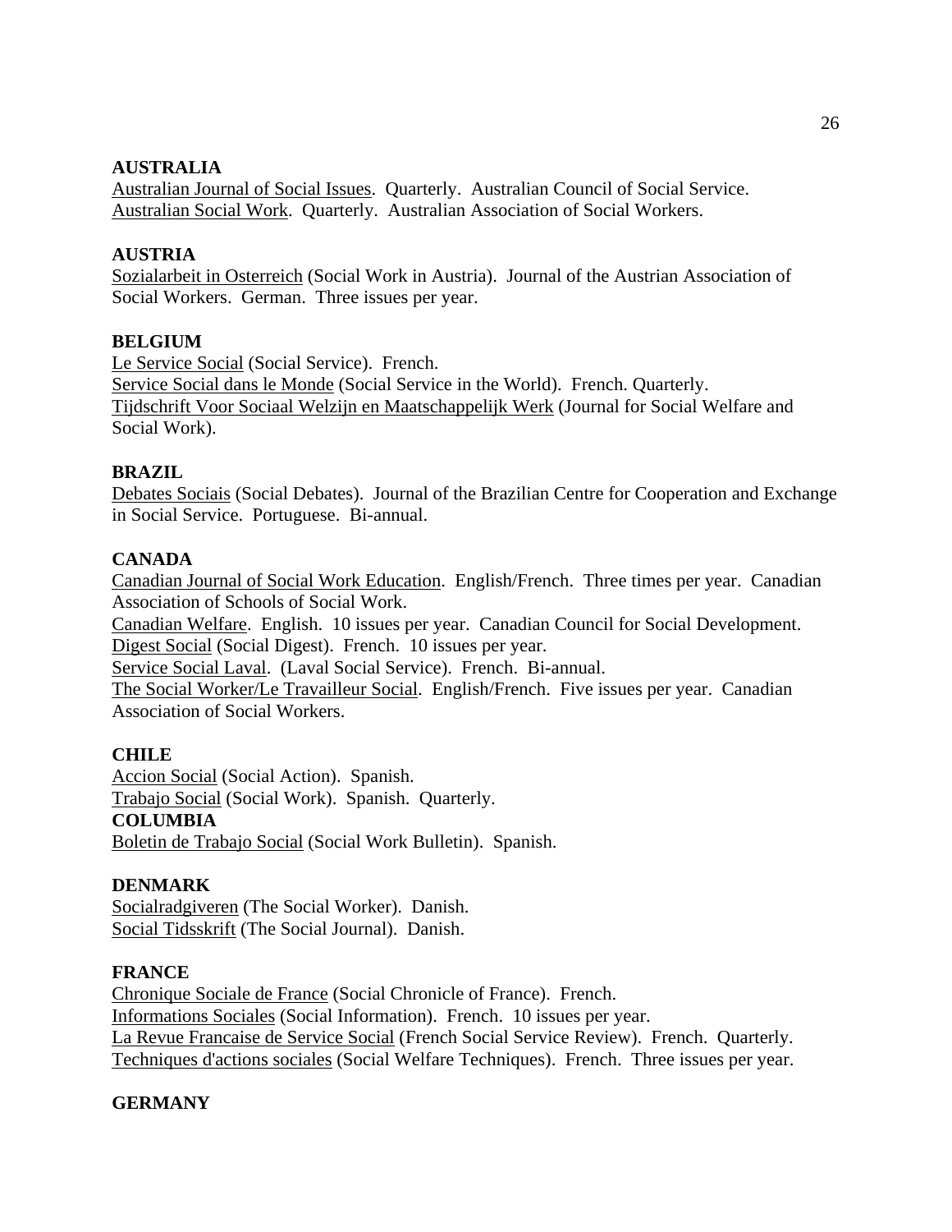**AUSTRALIA**

Australian Journal of Social Issues. Quarterly. Australian Council of Social Service.
Australian Social Work. Quarterly. Australian Association of Social Workers.

**AUSTRIA**

Sozialarbeit in Osterreich (Social Work in Austria). Journal of the Austrian Association of Social Workers. German. Three issues per year.

**BELGIUM**

Le Service Social (Social Service). French.
Service Social dans le Monde (Social Service in the World). French. Quarterly.
Tijdschrift Voor Sociaal Welzijn en Maatschappelijk Werk (Journal for Social Welfare and Social Work).

**BRAZIL**

Debates Sociais (Social Debates). Journal of the Brazilian Centre for Cooperation and Exchange in Social Service. Portuguese. Bi-annual.

**CANADA**

Canadian Journal of Social Work Education. English/French. Three times per year. Canadian Association of Schools of Social Work.
Canadian Welfare. English. 10 issues per year. Canadian Council for Social Development.
Digest Social (Social Digest). French. 10 issues per year.
Service Social Laval. (Laval Social Service). French. Bi-annual.
The Social Worker/Le Travailleur Social. English/French. Five issues per year. Canadian Association of Social Workers.

**CHILE**

Accion Social (Social Action). Spanish.
Trabajo Social (Social Work). Spanish. Quarterly.

**COLUMBIA**

Boletin de Trabajo Social (Social Work Bulletin). Spanish.

**DENMARK**

Socialradgiveren (The Social Worker). Danish.
Social Tidsskrift (The Social Journal). Danish.

**FRANCE**

Chronique Sociale de France (Social Chronicle of France). French.
Informations Sociales (Social Information). French. 10 issues per year.
La Revue Francaise de Service Social (French Social Service Review). French. Quarterly.
Techniques d'actions sociales (Social Welfare Techniques). French. Three issues per year.

**GERMANY**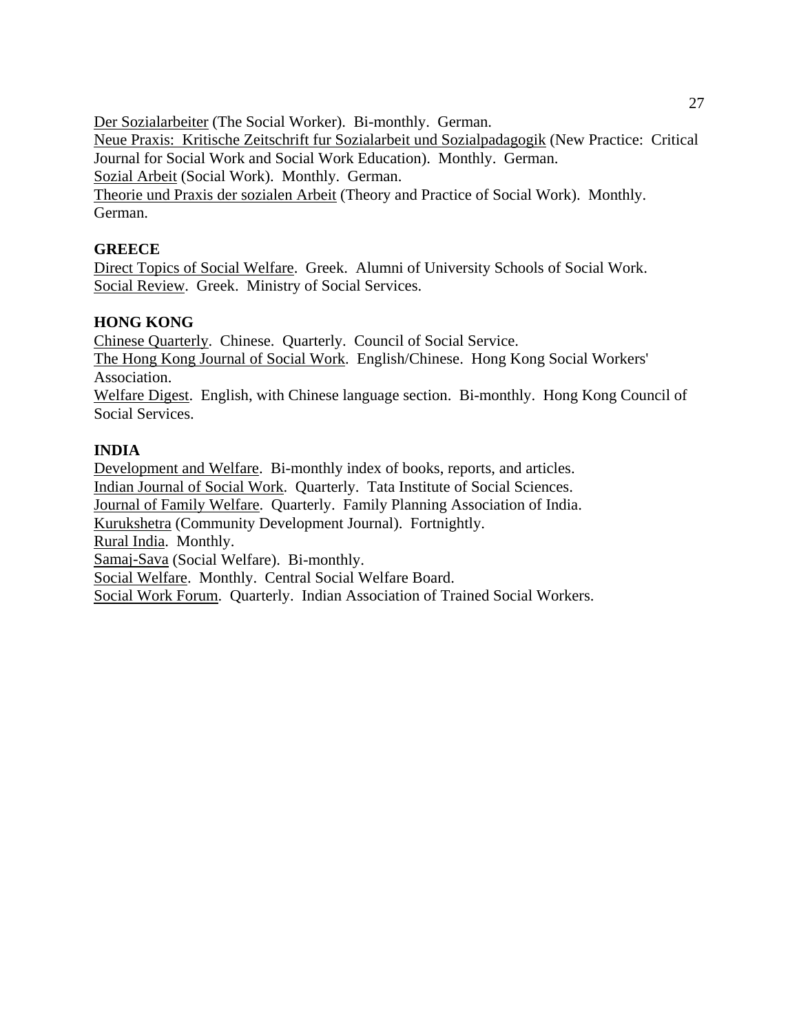Der Sozialarbeiter (The Social Worker). Bi-monthly. German.
Neue Praxis: Kritische Zeitschrift fur Sozialarbeit und Sozialpadagogik (New Practice: Critical Journal for Social Work and Social Work Education). Monthly. German.
Sozial Arbeit (Social Work). Monthly. German.
Theorie und Praxis der sozialen Arbeit (Theory and Practice of Social Work). Monthly. German.

**GREECE**

Direct Topics of Social Welfare. Greek. Alumni of University Schools of Social Work.
Social Review. Greek. Ministry of Social Services.

**HONG KONG**

Chinese Quarterly. Chinese. Quarterly. Council of Social Service.
The Hong Kong Journal of Social Work. English/Chinese. Hong Kong Social Workers' Association.
Welfare Digest. English, with Chinese language section. Bi-monthly. Hong Kong Council of Social Services.

**INDIA**

Development and Welfare. Bi-monthly index of books, reports, and articles.
Indian Journal of Social Work. Quarterly. Tata Institute of Social Sciences.
Journal of Family Welfare. Quarterly. Family Planning Association of India.
Kurukshetra (Community Development Journal). Fortnightly.
Rural India. Monthly.
Samaj-Sava (Social Welfare). Bi-monthly.
Social Welfare. Monthly. Central Social Welfare Board.
Social Work Forum. Quarterly. Indian Association of Trained Social Workers.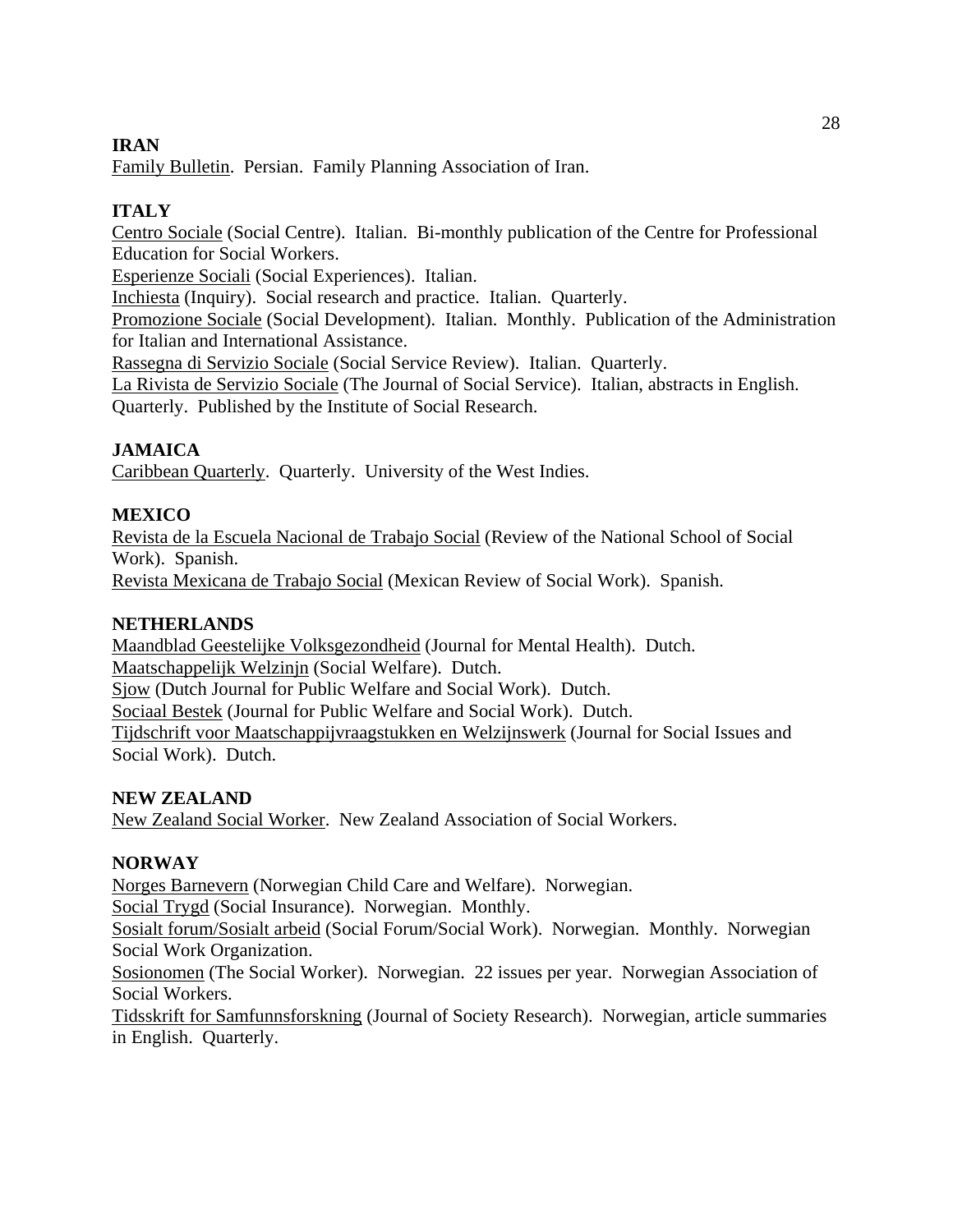**IRAN**

Family Bulletin. Persian. Family Planning Association of Iran.

**ITALY**

Centro Sociale (Social Centre). Italian. Bi-monthly publication of the Centre for Professional Education for Social Workers.
Esperienze Sociali (Social Experiences). Italian.
Inchiesta (Inquiry). Social research and practice. Italian. Quarterly.
Promozione Sociale (Social Development). Italian. Monthly. Publication of the Administration for Italian and International Assistance.
Rassegna di Servizio Sociale (Social Service Review). Italian. Quarterly.
La Rivista de Servizio Sociale (The Journal of Social Service). Italian, abstracts in English. Quarterly. Published by the Institute of Social Research.

**JAMAICA**

Caribbean Quarterly. Quarterly. University of the West Indies.

**MEXICO**

Revista de la Escuela Nacional de Trabajo Social (Review of the National School of Social Work). Spanish.
Revista Mexicana de Trabajo Social (Mexican Review of Social Work). Spanish.

**NETHERLANDS**

Maandblad Geestelijke Volksgezondheid (Journal for Mental Health). Dutch.
Maatschappelijk Welzinjn (Social Welfare). Dutch.
Sjow (Dutch Journal for Public Welfare and Social Work). Dutch.
Sociaal Bestek (Journal for Public Welfare and Social Work). Dutch.
Tijdschrift voor Maatschappijvraagstukken en Welzijnswerk (Journal for Social Issues and Social Work). Dutch.

**NEW ZEALAND**

New Zealand Social Worker. New Zealand Association of Social Workers.

**NORWAY**

Norges Barnevern (Norwegian Child Care and Welfare). Norwegian.
Social Trygd (Social Insurance). Norwegian. Monthly.
Sosialt forum/Sosialt arbeid (Social Forum/Social Work). Norwegian. Monthly. Norwegian Social Work Organization.
Sosionomen (The Social Worker). Norwegian. 22 issues per year. Norwegian Association of Social Workers.
Tidsskrift for Samfunnsforskning (Journal of Society Research). Norwegian, article summaries in English. Quarterly.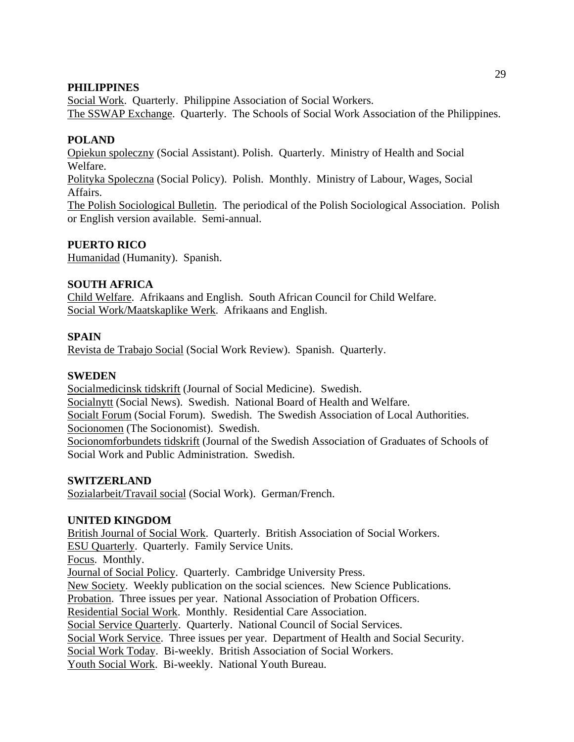**PHILIPPINES**

Social Work. Quarterly. Philippine Association of Social Workers.
The SSWAP Exchange. Quarterly. The Schools of Social Work Association of the Philippines.

**POLAND**

Opiekun spoleczny (Social Assistant). Polish. Quarterly. Ministry of Health and Social Welfare.
Polityka Spoleczna (Social Policy). Polish. Monthly. Ministry of Labour, Wages, Social Affairs.
The Polish Sociological Bulletin. The periodical of the Polish Sociological Association. Polish or English version available. Semi-annual.

**PUERTO RICO**

Humanidad (Humanity). Spanish.

**SOUTH AFRICA**

Child Welfare. Afrikaans and English. South African Council for Child Welfare.
Social Work/Maatskaplike Werk. Afrikaans and English.

**SPAIN**

Revista de Trabajo Social (Social Work Review). Spanish. Quarterly.

**SWEDEN**

Socialmedicinsk tidskrift (Journal of Social Medicine). Swedish.
Socialnytt (Social News). Swedish. National Board of Health and Welfare.
Socialt Forum (Social Forum). Swedish. The Swedish Association of Local Authorities.
Socionomen (The Socionomist). Swedish.
Socionomforbundets tidskrift (Journal of the Swedish Association of Graduates of Schools of Social Work and Public Administration. Swedish.

**SWITZERLAND**

Sozialarbeit/Travail social (Social Work). German/French.

**UNITED KINGDOM**

British Journal of Social Work. Quarterly. British Association of Social Workers.
ESU Quarterly. Quarterly. Family Service Units.
Focus. Monthly.
Journal of Social Policy. Quarterly. Cambridge University Press.
New Society. Weekly publication on the social sciences. New Science Publications.
Probation. Three issues per year. National Association of Probation Officers.
Residential Social Work. Monthly. Residential Care Association.
Social Service Quarterly. Quarterly. National Council of Social Services.
Social Work Service. Three issues per year. Department of Health and Social Security.
Social Work Today. Bi-weekly. British Association of Social Workers.
Youth Social Work. Bi-weekly. National Youth Bureau.